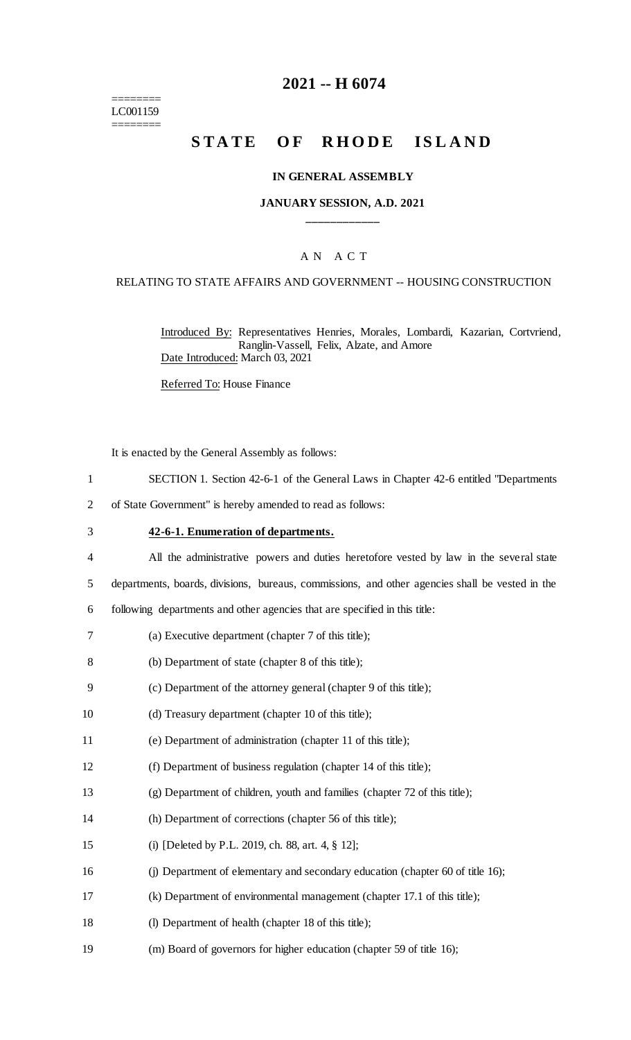========
LC001159
========

# 2021 -- H 6074

# STATE OF RHODE ISLAND

### IN GENERAL ASSEMBLY

### JANUARY SESSION, A.D. 2021

____________

### A N A C T

RELATING TO STATE AFFAIRS AND GOVERNMENT -- HOUSING CONSTRUCTION

Introduced By: Representatives Henries, Morales, Lombardi, Kazarian, Cortvriend, Ranglin-Vassell, Felix, Alzate, and Amore

Date Introduced: March 03, 2021

Referred To: House Finance

It is enacted by the General Assembly as follows:

1 SECTION 1. Section 42-6-1 of the General Laws in Chapter 42-6 entitled "Departments
2 of State Government" is hereby amended to read as follows:

3 **42-6-1. Enumeration of departments.**

4 All the administrative powers and duties heretofore vested by law in the several state
5 departments, boards, divisions, bureaus, commissions, and other agencies shall be vested in the
6 following departments and other agencies that are specified in this title:

7 (a) Executive department (chapter 7 of this title);

8 (b) Department of state (chapter 8 of this title);

9 (c) Department of the attorney general (chapter 9 of this title);

10 (d) Treasury department (chapter 10 of this title);

11 (e) Department of administration (chapter 11 of this title);

12 (f) Department of business regulation (chapter 14 of this title);

13 (g) Department of children, youth and families (chapter 72 of this title);

14 (h) Department of corrections (chapter 56 of this title);

15 (i) [Deleted by P.L. 2019, ch. 88, art. 4, § 12];

16 (j) Department of elementary and secondary education (chapter 60 of title 16);

17 (k) Department of environmental management (chapter 17.1 of this title);

18 (l) Department of health (chapter 18 of this title);

19 (m) Board of governors for higher education (chapter 59 of title 16);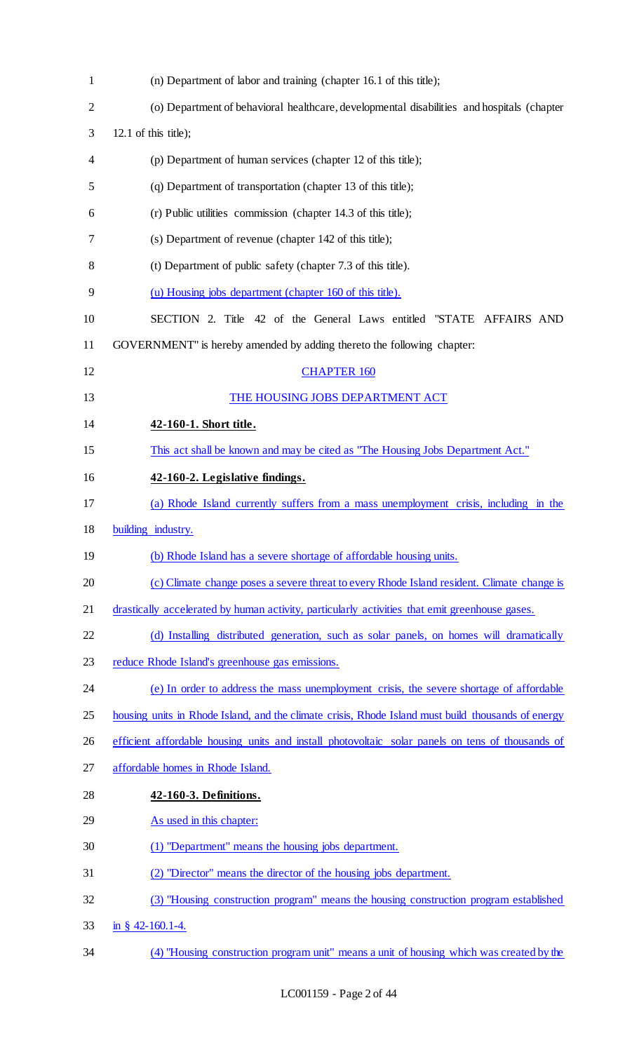(n) Department of labor and training (chapter 16.1 of this title);

(o) Department of behavioral healthcare, developmental disabilities and hospitals (chapter 12.1 of this title);

(p) Department of human services (chapter 12 of this title);

(q) Department of transportation (chapter 13 of this title);

(r) Public utilities commission (chapter 14.3 of this title);

(s) Department of revenue (chapter 142 of this title);

(t) Department of public safety (chapter 7.3 of this title).

(u) Housing jobs department (chapter 160 of this title).

SECTION 2. Title 42 of the General Laws entitled "STATE AFFAIRS AND GOVERNMENT" is hereby amended by adding thereto the following chapter:

CHAPTER 160

THE HOUSING JOBS DEPARTMENT ACT

**42-160-1. Short title.**

This act shall be known and may be cited as "The Housing Jobs Department Act."

**42-160-2. Legislative findings.**

(a) Rhode Island currently suffers from a mass unemployment crisis, including in the building industry.

(b) Rhode Island has a severe shortage of affordable housing units.

(c) Climate change poses a severe threat to every Rhode Island resident. Climate change is drastically accelerated by human activity, particularly activities that emit greenhouse gases.

(d) Installing distributed generation, such as solar panels, on homes will dramatically reduce Rhode Island's greenhouse gas emissions.

(e) In order to address the mass unemployment crisis, the severe shortage of affordable housing units in Rhode Island, and the climate crisis, Rhode Island must build thousands of energy efficient affordable housing units and install photovoltaic solar panels on tens of thousands of affordable homes in Rhode Island.

**42-160-3. Definitions.**

As used in this chapter:

(1) "Department" means the housing jobs department.

(2) "Director" means the director of the housing jobs department.

(3) "Housing construction program" means the housing construction program established in § 42-160.1-4.

(4) "Housing construction program unit" means a unit of housing which was created by the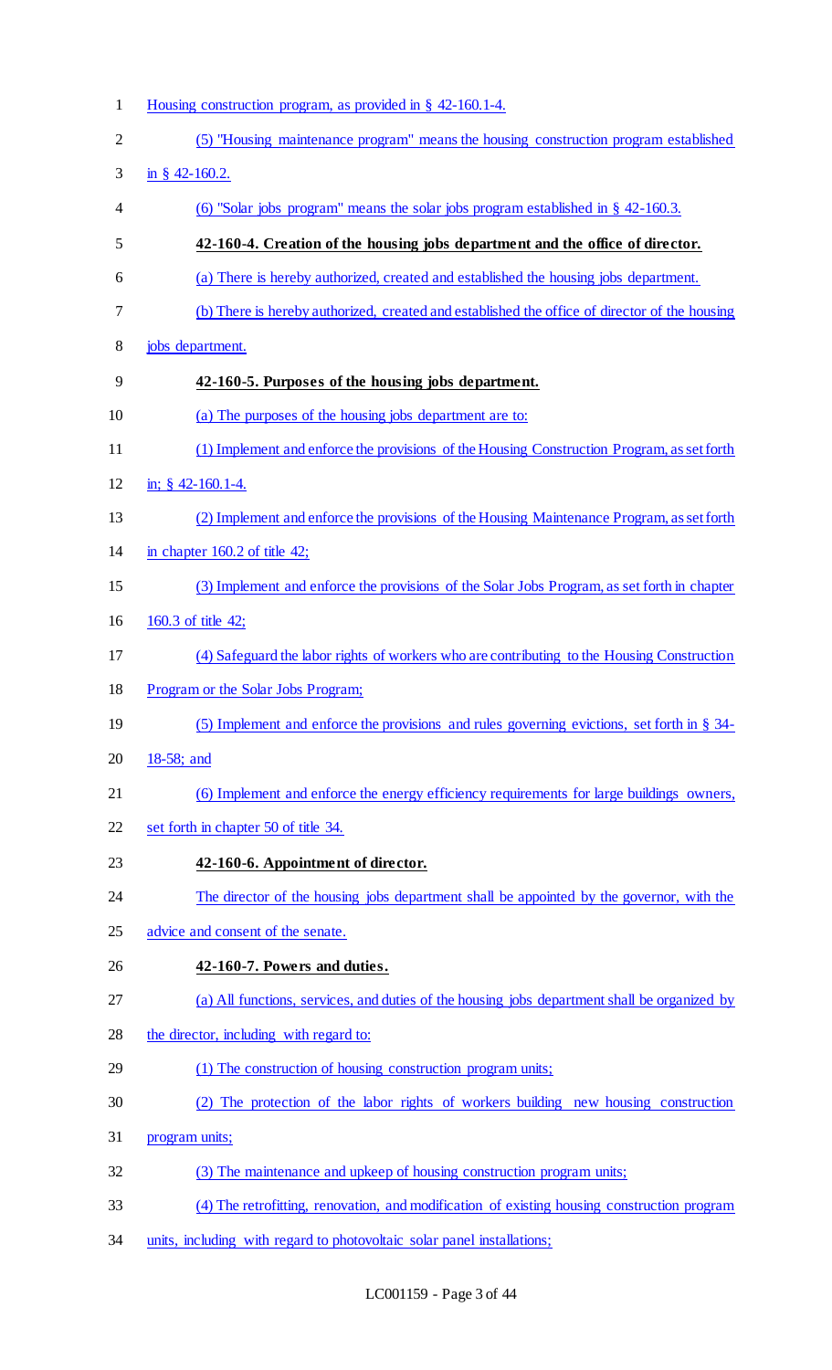Housing construction program, as provided in § 42-160.1-4.

(5) "Housing maintenance program" means the housing construction program established in § 42-160.2.

(6) "Solar jobs program" means the solar jobs program established in § 42-160.3.

**42-160-4. Creation of the housing jobs department and the office of director.**

(a) There is hereby authorized, created and established the housing jobs department.

(b) There is hereby authorized, created and established the office of director of the housing jobs department.

**42-160-5. Purposes of the housing jobs department.**

(a) The purposes of the housing jobs department are to:

(1) Implement and enforce the provisions of the Housing Construction Program, as set forth in; § 42-160.1-4.

(2) Implement and enforce the provisions of the Housing Maintenance Program, as set forth in chapter 160.2 of title 42;

(3) Implement and enforce the provisions of the Solar Jobs Program, as set forth in chapter 160.3 of title 42;

(4) Safeguard the labor rights of workers who are contributing to the Housing Construction Program or the Solar Jobs Program;

(5) Implement and enforce the provisions and rules governing evictions, set forth in § 34-18-58; and

(6) Implement and enforce the energy efficiency requirements for large buildings owners, set forth in chapter 50 of title 34.

**42-160-6. Appointment of director.**

The director of the housing jobs department shall be appointed by the governor, with the advice and consent of the senate.

**42-160-7. Powers and duties.**

(a) All functions, services, and duties of the housing jobs department shall be organized by the director, including with regard to:

(1) The construction of housing construction program units;

(2) The protection of the labor rights of workers building new housing construction program units;

(3) The maintenance and upkeep of housing construction program units;

(4) The retrofitting, renovation, and modification of existing housing construction program units, including with regard to photovoltaic solar panel installations;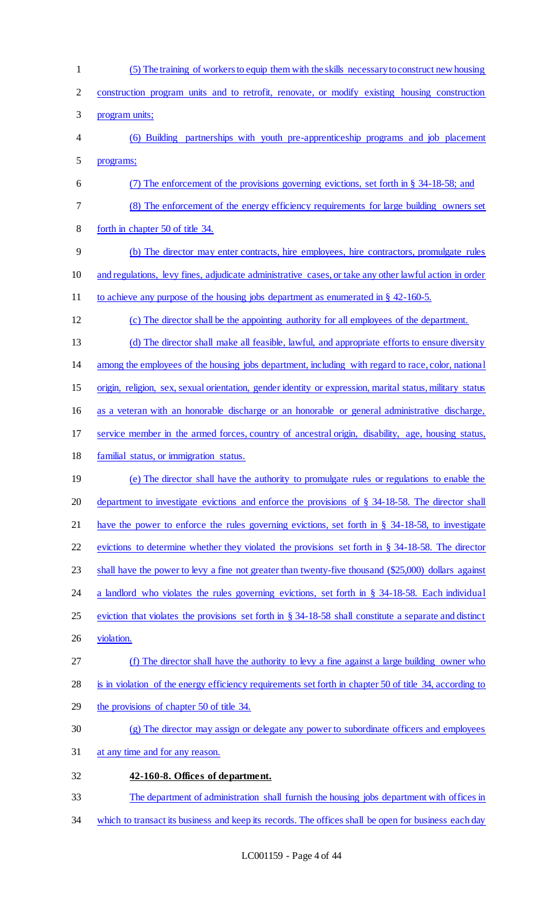(5) The training of workers to equip them with the skills necessary to construct new housing construction program units and to retrofit, renovate, or modify existing housing construction program units;

(6) Building partnerships with youth pre-apprenticeship programs and job placement programs;

(7) The enforcement of the provisions governing evictions, set forth in § 34-18-58; and

(8) The enforcement of the energy efficiency requirements for large building owners set forth in chapter 50 of title 34.

(b) The director may enter contracts, hire employees, hire contractors, promulgate rules and regulations, levy fines, adjudicate administrative cases, or take any other lawful action in order to achieve any purpose of the housing jobs department as enumerated in § 42-160-5.

(c) The director shall be the appointing authority for all employees of the department.

(d) The director shall make all feasible, lawful, and appropriate efforts to ensure diversity among the employees of the housing jobs department, including with regard to race, color, national origin, religion, sex, sexual orientation, gender identity or expression, marital status, military status as a veteran with an honorable discharge or an honorable or general administrative discharge, service member in the armed forces, country of ancestral origin, disability, age, housing status, familial status, or immigration status.

(e) The director shall have the authority to promulgate rules or regulations to enable the department to investigate evictions and enforce the provisions of § 34-18-58. The director shall have the power to enforce the rules governing evictions, set forth in § 34-18-58, to investigate evictions to determine whether they violated the provisions set forth in § 34-18-58. The director shall have the power to levy a fine not greater than twenty-five thousand ($25,000) dollars against a landlord who violates the rules governing evictions, set forth in § 34-18-58. Each individual eviction that violates the provisions set forth in § 34-18-58 shall constitute a separate and distinct violation.

(f) The director shall have the authority to levy a fine against a large building owner who is in violation of the energy efficiency requirements set forth in chapter 50 of title 34, according to the provisions of chapter 50 of title 34.

(g) The director may assign or delegate any power to subordinate officers and employees at any time and for any reason.

**42-160-8. Offices of department.**

The department of administration shall furnish the housing jobs department with offices in which to transact its business and keep its records. The offices shall be open for business each day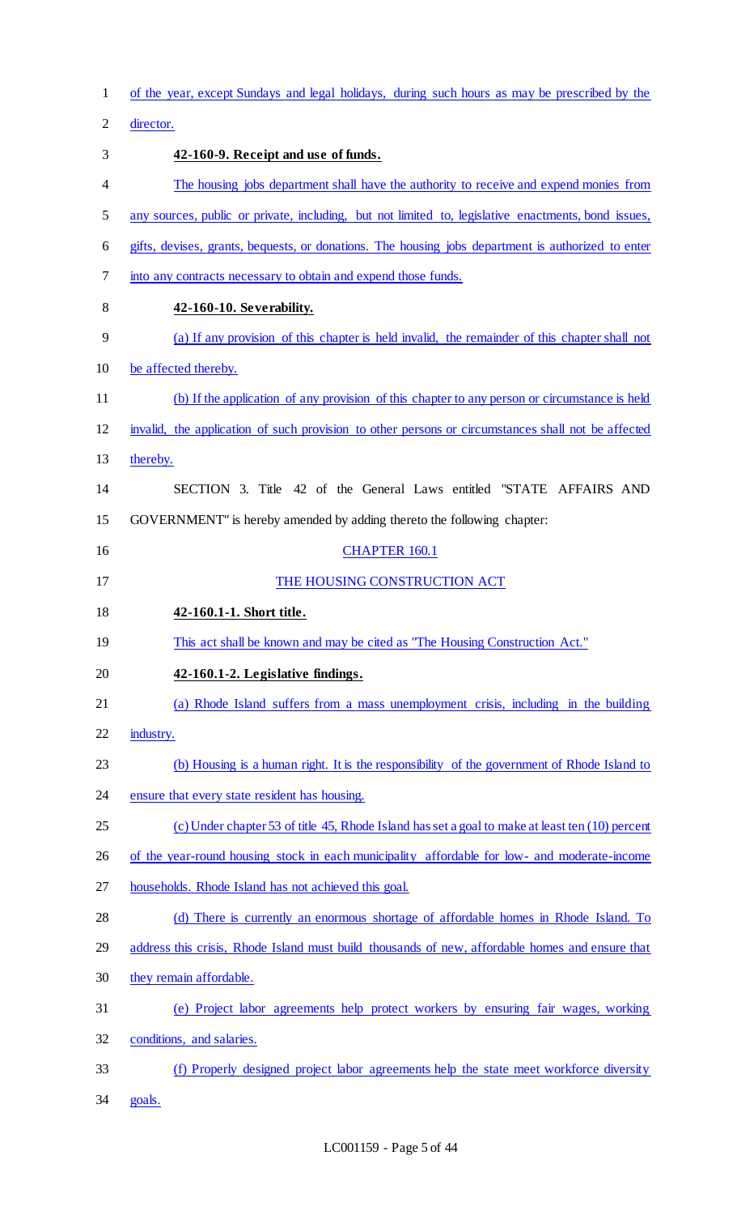of the year, except Sundays and legal holidays, during such hours as may be prescribed by the director.

**42-160-9. Receipt and use of funds.**

The housing jobs department shall have the authority to receive and expend monies from any sources, public or private, including, but not limited to, legislative enactments, bond issues, gifts, devises, grants, bequests, or donations. The housing jobs department is authorized to enter into any contracts necessary to obtain and expend those funds.

**42-160-10. Severability.**

(a) If any provision of this chapter is held invalid, the remainder of this chapter shall not be affected thereby.

(b) If the application of any provision of this chapter to any person or circumstance is held invalid, the application of such provision to other persons or circumstances shall not be affected thereby.

SECTION 3. Title 42 of the General Laws entitled "STATE AFFAIRS AND GOVERNMENT" is hereby amended by adding thereto the following chapter:

CHAPTER 160.1

THE HOUSING CONSTRUCTION ACT

**42-160.1-1. Short title.**

This act shall be known and may be cited as "The Housing Construction Act."

**42-160.1-2. Legislative findings.**

(a) Rhode Island suffers from a mass unemployment crisis, including in the building industry.

(b) Housing is a human right. It is the responsibility of the government of Rhode Island to ensure that every state resident has housing.

(c) Under chapter 53 of title 45, Rhode Island has set a goal to make at least ten (10) percent of the year-round housing stock in each municipality affordable for low- and moderate-income households. Rhode Island has not achieved this goal.

(d) There is currently an enormous shortage of affordable homes in Rhode Island. To address this crisis, Rhode Island must build thousands of new, affordable homes and ensure that they remain affordable.

(e) Project labor agreements help protect workers by ensuring fair wages, working conditions, and salaries.

(f) Properly designed project labor agreements help the state meet workforce diversity goals.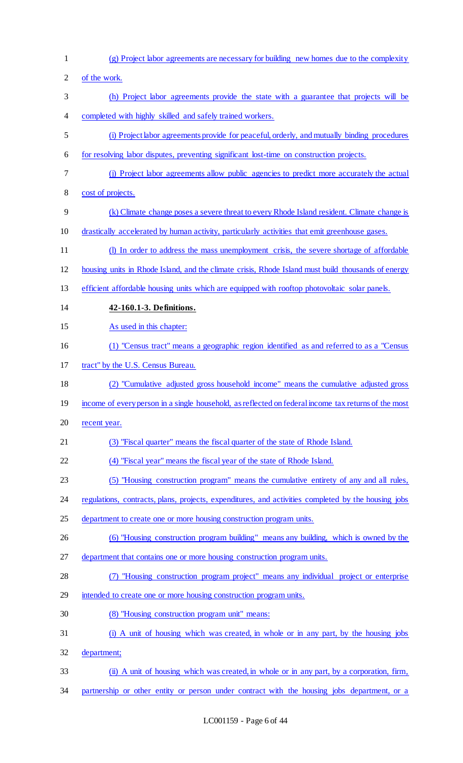(g) Project labor agreements are necessary for building new homes due to the complexity of the work.

(h) Project labor agreements provide the state with a guarantee that projects will be completed with highly skilled and safely trained workers.

(i) Project labor agreements provide for peaceful, orderly, and mutually binding procedures for resolving labor disputes, preventing significant lost-time on construction projects.

(j) Project labor agreements allow public agencies to predict more accurately the actual cost of projects.

(k) Climate change poses a severe threat to every Rhode Island resident. Climate change is drastically accelerated by human activity, particularly activities that emit greenhouse gases.

(l) In order to address the mass unemployment crisis, the severe shortage of affordable housing units in Rhode Island, and the climate crisis, Rhode Island must build thousands of energy efficient affordable housing units which are equipped with rooftop photovoltaic solar panels.

**42-160.1-3. Definitions.**

As used in this chapter:

(1) "Census tract" means a geographic region identified as and referred to as a "Census tract" by the U.S. Census Bureau.

(2) "Cumulative adjusted gross household income" means the cumulative adjusted gross income of every person in a single household, as reflected on federal income tax returns of the most recent year.

(3) "Fiscal quarter" means the fiscal quarter of the state of Rhode Island.

(4) "Fiscal year" means the fiscal year of the state of Rhode Island.

(5) "Housing construction program" means the cumulative entirety of any and all rules, regulations, contracts, plans, projects, expenditures, and activities completed by the housing jobs department to create one or more housing construction program units.

(6) "Housing construction program building" means any building, which is owned by the department that contains one or more housing construction program units.

(7) "Housing construction program project" means any individual project or enterprise intended to create one or more housing construction program units.

(8) "Housing construction program unit" means:

(i) A unit of housing which was created, in whole or in any part, by the housing jobs department;

(ii) A unit of housing which was created, in whole or in any part, by a corporation, firm, partnership or other entity or person under contract with the housing jobs department, or a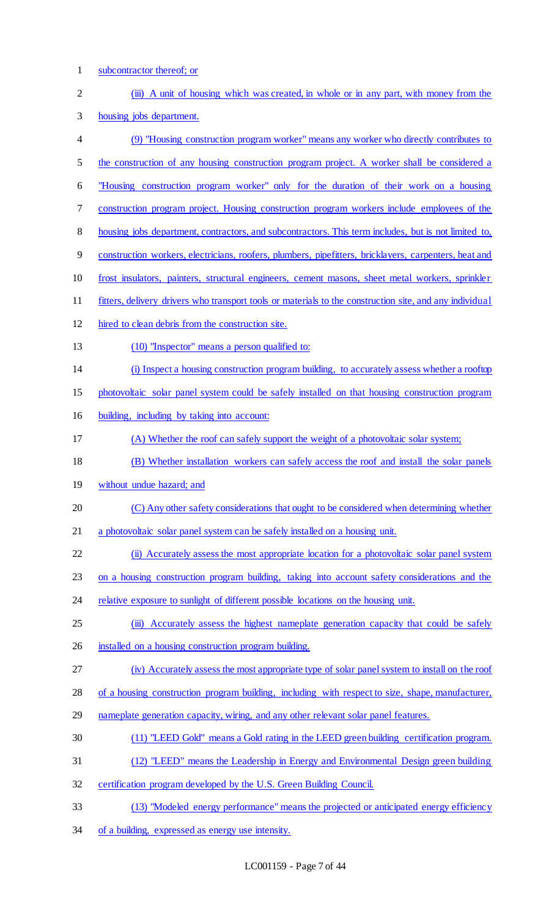subcontractor thereof; or

(iii) A unit of housing which was created, in whole or in any part, with money from the housing jobs department.

(9) "Housing construction program worker" means any worker who directly contributes to the construction of any housing construction program project. A worker shall be considered a "Housing construction program worker" only for the duration of their work on a housing construction program project. Housing construction program workers include employees of the housing jobs department, contractors, and subcontractors. This term includes, but is not limited to, construction workers, electricians, roofers, plumbers, pipefitters, bricklayers, carpenters, heat and frost insulators, painters, structural engineers, cement masons, sheet metal workers, sprinkler fitters, delivery drivers who transport tools or materials to the construction site, and any individual hired to clean debris from the construction site.

(10) "Inspector" means a person qualified to:

(i) Inspect a housing construction program building, to accurately assess whether a rooftop photovoltaic solar panel system could be safely installed on that housing construction program building, including by taking into account:

(A) Whether the roof can safely support the weight of a photovoltaic solar system;

(B) Whether installation workers can safely access the roof and install the solar panels without undue hazard; and

(C) Any other safety considerations that ought to be considered when determining whether a photovoltaic solar panel system can be safely installed on a housing unit.

(ii) Accurately assess the most appropriate location for a photovoltaic solar panel system on a housing construction program building, taking into account safety considerations and the relative exposure to sunlight of different possible locations on the housing unit.

(iii) Accurately assess the highest nameplate generation capacity that could be safely installed on a housing construction program building.

(iv) Accurately assess the most appropriate type of solar panel system to install on the roof of a housing construction program building, including with respect to size, shape, manufacturer, nameplate generation capacity, wiring, and any other relevant solar panel features.

(11) "LEED Gold" means a Gold rating in the LEED green building certification program.

(12) "LEED" means the Leadership in Energy and Environmental Design green building certification program developed by the U.S. Green Building Council.

(13) "Modeled energy performance" means the projected or anticipated energy efficiency of a building, expressed as energy use intensity.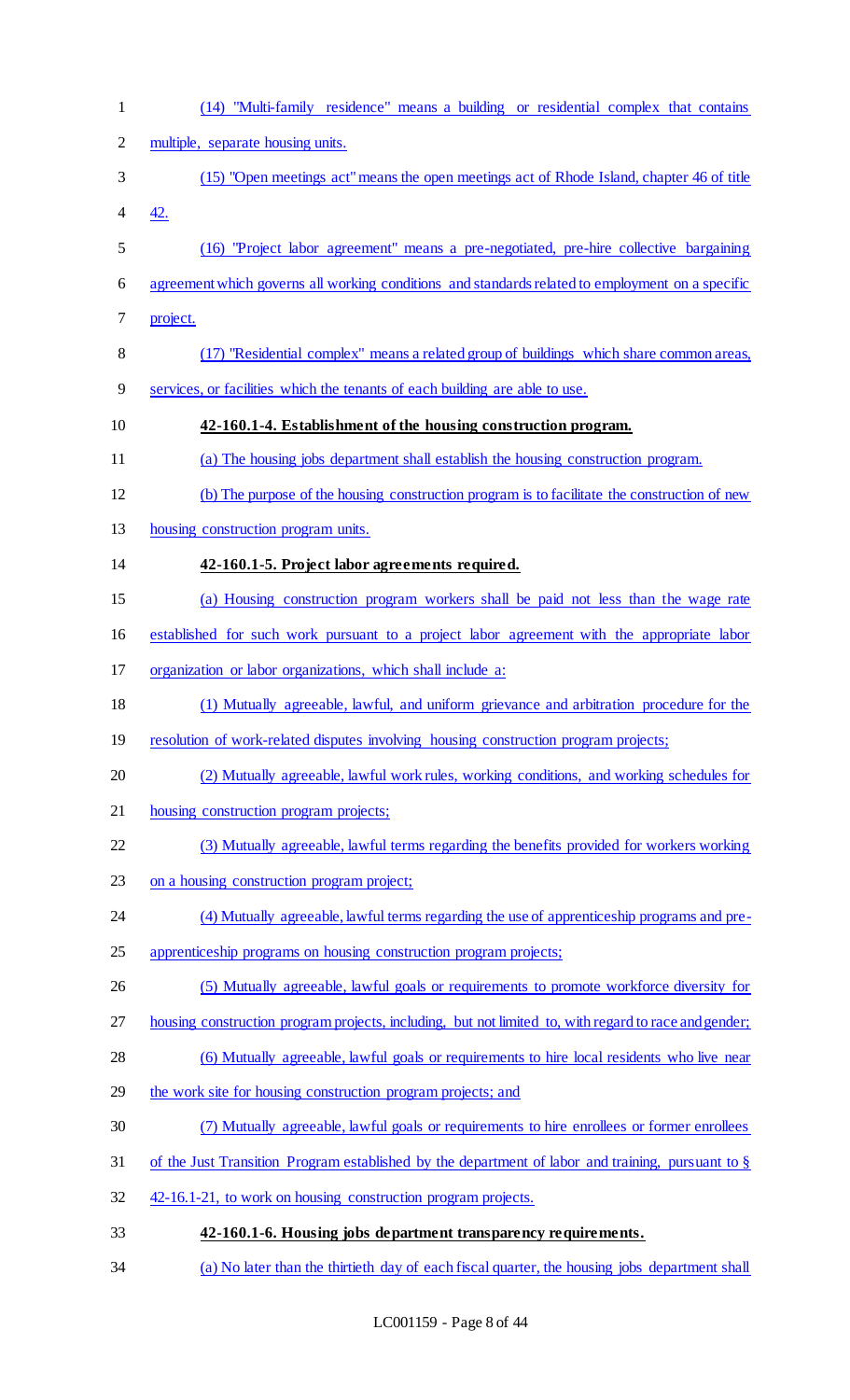(14) "Multi-family residence" means a building or residential complex that contains multiple, separate housing units.

(15) "Open meetings act" means the open meetings act of Rhode Island, chapter 46 of title 42.

(16) "Project labor agreement" means a pre-negotiated, pre-hire collective bargaining agreement which governs all working conditions and standards related to employment on a specific project.

(17) "Residential complex" means a related group of buildings which share common areas, services, or facilities which the tenants of each building are able to use.

**42-160.1-4. Establishment of the housing construction program.**

(a) The housing jobs department shall establish the housing construction program.

(b) The purpose of the housing construction program is to facilitate the construction of new housing construction program units.

**42-160.1-5. Project labor agreements required.**

(a) Housing construction program workers shall be paid not less than the wage rate established for such work pursuant to a project labor agreement with the appropriate labor organization or labor organizations, which shall include a:

(1) Mutually agreeable, lawful, and uniform grievance and arbitration procedure for the resolution of work-related disputes involving housing construction program projects;

(2) Mutually agreeable, lawful work rules, working conditions, and working schedules for housing construction program projects;

(3) Mutually agreeable, lawful terms regarding the benefits provided for workers working on a housing construction program project;

(4) Mutually agreeable, lawful terms regarding the use of apprenticeship programs and pre-apprenticeship programs on housing construction program projects;

(5) Mutually agreeable, lawful goals or requirements to promote workforce diversity for housing construction program projects, including, but not limited to, with regard to race and gender;

(6) Mutually agreeable, lawful goals or requirements to hire local residents who live near the work site for housing construction program projects; and

(7) Mutually agreeable, lawful goals or requirements to hire enrollees or former enrollees of the Just Transition Program established by the department of labor and training, pursuant to § 42-16.1-21, to work on housing construction program projects.

**42-160.1-6. Housing jobs department transparency requirements.**

(a) No later than the thirtieth day of each fiscal quarter, the housing jobs department shall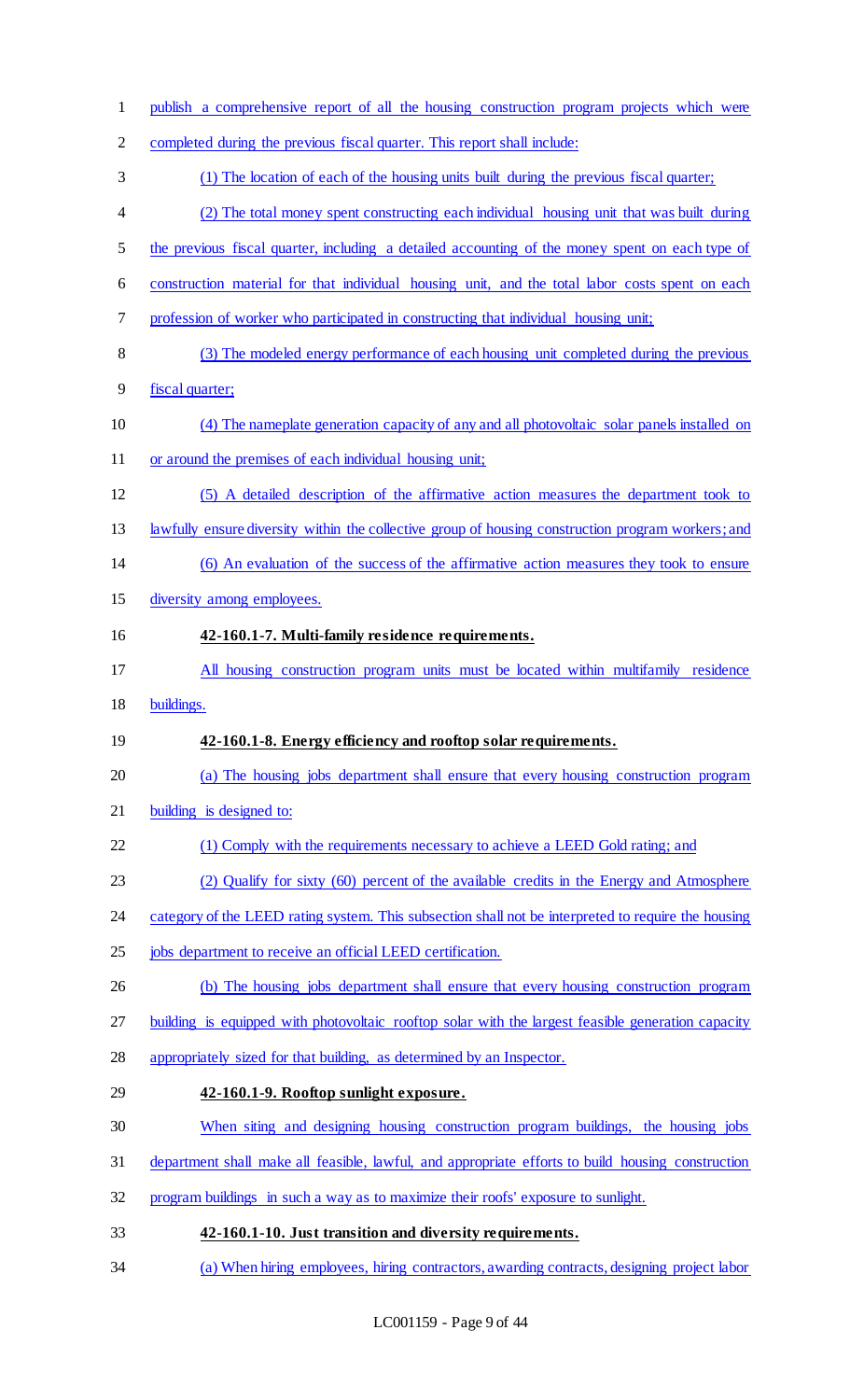publish a comprehensive report of all the housing construction program projects which were completed during the previous fiscal quarter. This report shall include:

(1) The location of each of the housing units built during the previous fiscal quarter;

(2) The total money spent constructing each individual housing unit that was built during the previous fiscal quarter, including a detailed accounting of the money spent on each type of construction material for that individual housing unit, and the total labor costs spent on each profession of worker who participated in constructing that individual housing unit;

(3) The modeled energy performance of each housing unit completed during the previous fiscal quarter;

(4) The nameplate generation capacity of any and all photovoltaic solar panels installed on or around the premises of each individual housing unit;

(5) A detailed description of the affirmative action measures the department took to lawfully ensure diversity within the collective group of housing construction program workers; and

(6) An evaluation of the success of the affirmative action measures they took to ensure diversity among employees.

**42-160.1-7. Multi-family residence requirements.**

All housing construction program units must be located within multifamily residence buildings.

**42-160.1-8. Energy efficiency and rooftop solar requirements.**

(a) The housing jobs department shall ensure that every housing construction program building is designed to:

(1) Comply with the requirements necessary to achieve a LEED Gold rating; and

(2) Qualify for sixty (60) percent of the available credits in the Energy and Atmosphere category of the LEED rating system. This subsection shall not be interpreted to require the housing jobs department to receive an official LEED certification.

(b) The housing jobs department shall ensure that every housing construction program building is equipped with photovoltaic rooftop solar with the largest feasible generation capacity appropriately sized for that building, as determined by an Inspector.

**42-160.1-9. Rooftop sunlight exposure.**

When siting and designing housing construction program buildings, the housing jobs department shall make all feasible, lawful, and appropriate efforts to build housing construction program buildings in such a way as to maximize their roofs' exposure to sunlight.

**42-160.1-10. Just transition and diversity requirements.**

(a) When hiring employees, hiring contractors, awarding contracts, designing project labor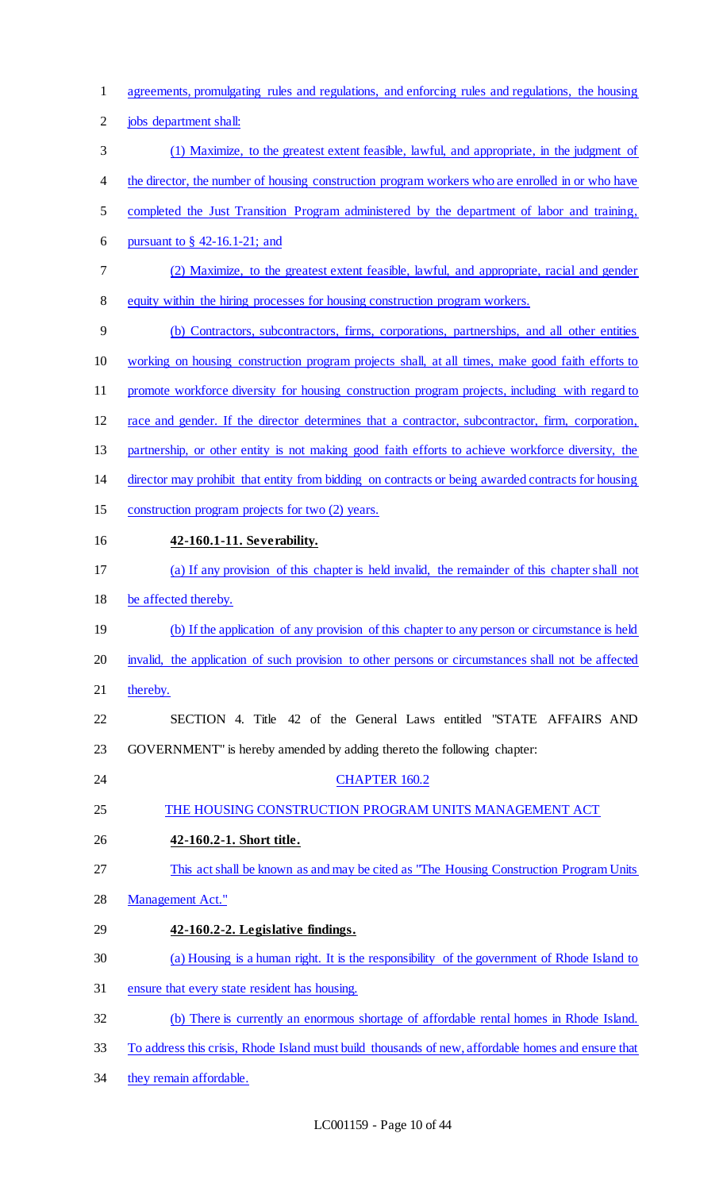agreements, promulgating rules and regulations, and enforcing rules and regulations, the housing jobs department shall:

(1) Maximize, to the greatest extent feasible, lawful, and appropriate, in the judgment of the director, the number of housing construction program workers who are enrolled in or who have completed the Just Transition Program administered by the department of labor and training, pursuant to § 42-16.1-21; and

(2) Maximize, to the greatest extent feasible, lawful, and appropriate, racial and gender equity within the hiring processes for housing construction program workers.

(b) Contractors, subcontractors, firms, corporations, partnerships, and all other entities working on housing construction program projects shall, at all times, make good faith efforts to promote workforce diversity for housing construction program projects, including with regard to race and gender. If the director determines that a contractor, subcontractor, firm, corporation, partnership, or other entity is not making good faith efforts to achieve workforce diversity, the director may prohibit that entity from bidding on contracts or being awarded contracts for housing construction program projects for two (2) years.

**42-160.1-11. Severability.**

(a) If any provision of this chapter is held invalid, the remainder of this chapter shall not be affected thereby.

(b) If the application of any provision of this chapter to any person or circumstance is held invalid, the application of such provision to other persons or circumstances shall not be affected thereby.

SECTION 4. Title 42 of the General Laws entitled "STATE AFFAIRS AND GOVERNMENT" is hereby amended by adding thereto the following chapter:

CHAPTER 160.2

THE HOUSING CONSTRUCTION PROGRAM UNITS MANAGEMENT ACT

**42-160.2-1. Short title.**

This act shall be known as and may be cited as "The Housing Construction Program Units Management Act."

**42-160.2-2. Legislative findings.**

(a) Housing is a human right. It is the responsibility of the government of Rhode Island to ensure that every state resident has housing.

(b) There is currently an enormous shortage of affordable rental homes in Rhode Island. To address this crisis, Rhode Island must build thousands of new, affordable homes and ensure that they remain affordable.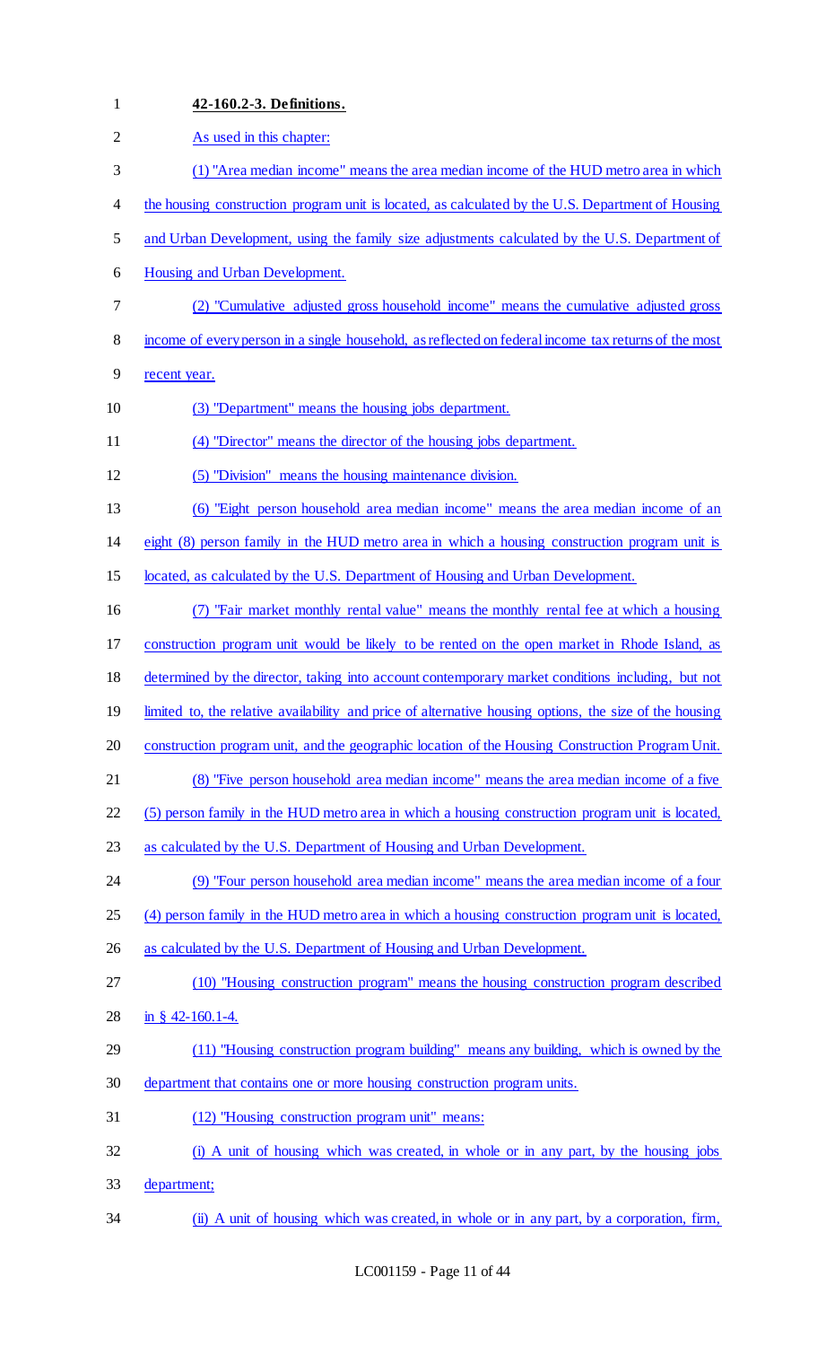**42-160.2-3. Definitions.**

As used in this chapter:

(1) "Area median income" means the area median income of the HUD metro area in which the housing construction program unit is located, as calculated by the U.S. Department of Housing and Urban Development, using the family size adjustments calculated by the U.S. Department of Housing and Urban Development.

(2) "Cumulative adjusted gross household income" means the cumulative adjusted gross income of every person in a single household, as reflected on federal income tax returns of the most recent year.

(3) "Department" means the housing jobs department.

(4) "Director" means the director of the housing jobs department.

(5) "Division" means the housing maintenance division.

(6) "Eight person household area median income" means the area median income of an eight (8) person family in the HUD metro area in which a housing construction program unit is located, as calculated by the U.S. Department of Housing and Urban Development.

(7) "Fair market monthly rental value" means the monthly rental fee at which a housing construction program unit would be likely to be rented on the open market in Rhode Island, as determined by the director, taking into account contemporary market conditions including, but not limited to, the relative availability and price of alternative housing options, the size of the housing construction program unit, and the geographic location of the Housing Construction Program Unit.

(8) "Five person household area median income" means the area median income of a five (5) person family in the HUD metro area in which a housing construction program unit is located, as calculated by the U.S. Department of Housing and Urban Development.

(9) "Four person household area median income" means the area median income of a four (4) person family in the HUD metro area in which a housing construction program unit is located, as calculated by the U.S. Department of Housing and Urban Development.

(10) "Housing construction program" means the housing construction program described in § 42-160.1-4.

(11) "Housing construction program building" means any building, which is owned by the department that contains one or more housing construction program units.

(12) "Housing construction program unit" means:

(i) A unit of housing which was created, in whole or in any part, by the housing jobs department;

(ii) A unit of housing which was created, in whole or in any part, by a corporation, firm,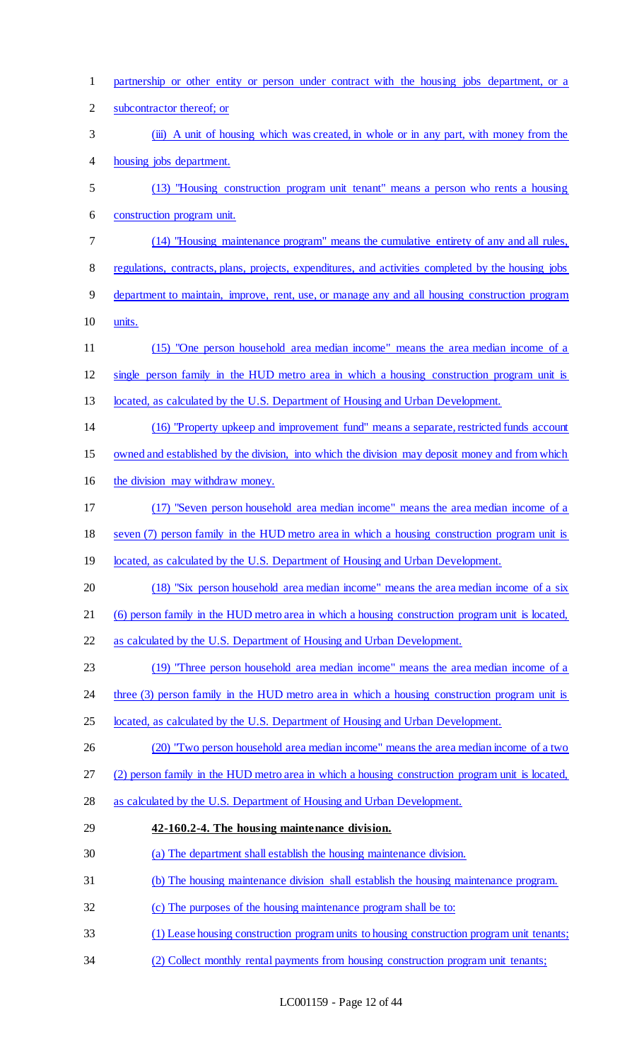partnership or other entity or person under contract with the housing jobs department, or a subcontractor thereof; or

(iii) A unit of housing which was created, in whole or in any part, with money from the housing jobs department.

(13) "Housing construction program unit tenant" means a person who rents a housing construction program unit.

(14) "Housing maintenance program" means the cumulative entirety of any and all rules, regulations, contracts, plans, projects, expenditures, and activities completed by the housing jobs department to maintain, improve, rent, use, or manage any and all housing construction program units.

(15) "One person household area median income" means the area median income of a single person family in the HUD metro area in which a housing construction program unit is located, as calculated by the U.S. Department of Housing and Urban Development.

(16) "Property upkeep and improvement fund" means a separate, restricted funds account owned and established by the division, into which the division may deposit money and from which the division may withdraw money.

(17) "Seven person household area median income" means the area median income of a seven (7) person family in the HUD metro area in which a housing construction program unit is located, as calculated by the U.S. Department of Housing and Urban Development.

(18) "Six person household area median income" means the area median income of a six (6) person family in the HUD metro area in which a housing construction program unit is located, as calculated by the U.S. Department of Housing and Urban Development.

(19) "Three person household area median income" means the area median income of a three (3) person family in the HUD metro area in which a housing construction program unit is located, as calculated by the U.S. Department of Housing and Urban Development.

(20) "Two person household area median income" means the area median income of a two (2) person family in the HUD metro area in which a housing construction program unit is located, as calculated by the U.S. Department of Housing and Urban Development.

**42-160.2-4. The housing maintenance division.**

(a) The department shall establish the housing maintenance division.

(b) The housing maintenance division shall establish the housing maintenance program.

(c) The purposes of the housing maintenance program shall be to:

(1) Lease housing construction program units to housing construction program unit tenants;

(2) Collect monthly rental payments from housing construction program unit tenants;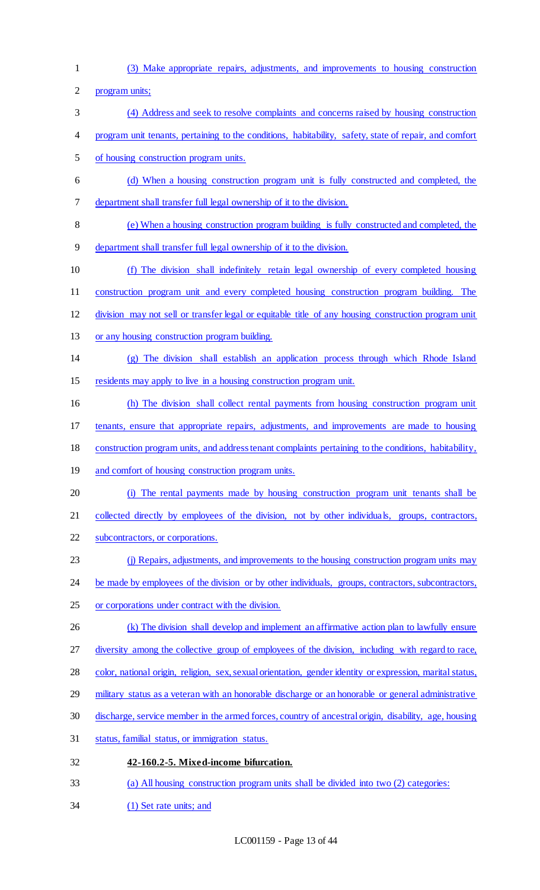(3) Make appropriate repairs, adjustments, and improvements to housing construction program units;

(4) Address and seek to resolve complaints and concerns raised by housing construction program unit tenants, pertaining to the conditions, habitability, safety, state of repair, and comfort of housing construction program units.

(d) When a housing construction program unit is fully constructed and completed, the department shall transfer full legal ownership of it to the division.

(e) When a housing construction program building is fully constructed and completed, the department shall transfer full legal ownership of it to the division.

(f) The division shall indefinitely retain legal ownership of every completed housing construction program unit and every completed housing construction program building. The division may not sell or transfer legal or equitable title of any housing construction program unit or any housing construction program building.

(g) The division shall establish an application process through which Rhode Island residents may apply to live in a housing construction program unit.

(h) The division shall collect rental payments from housing construction program unit tenants, ensure that appropriate repairs, adjustments, and improvements are made to housing construction program units, and address tenant complaints pertaining to the conditions, habitability, and comfort of housing construction program units.

(i) The rental payments made by housing construction program unit tenants shall be collected directly by employees of the division, not by other individuals, groups, contractors, subcontractors, or corporations.

(j) Repairs, adjustments, and improvements to the housing construction program units may be made by employees of the division or by other individuals, groups, contractors, subcontractors, or corporations under contract with the division.

(k) The division shall develop and implement an affirmative action plan to lawfully ensure diversity among the collective group of employees of the division, including with regard to race, color, national origin, religion, sex, sexual orientation, gender identity or expression, marital status, military status as a veteran with an honorable discharge or an honorable or general administrative discharge, service member in the armed forces, country of ancestral origin, disability, age, housing status, familial status, or immigration status.

**42-160.2-5. Mixed-income bifurcation.**

(a) All housing construction program units shall be divided into two (2) categories:

(1) Set rate units; and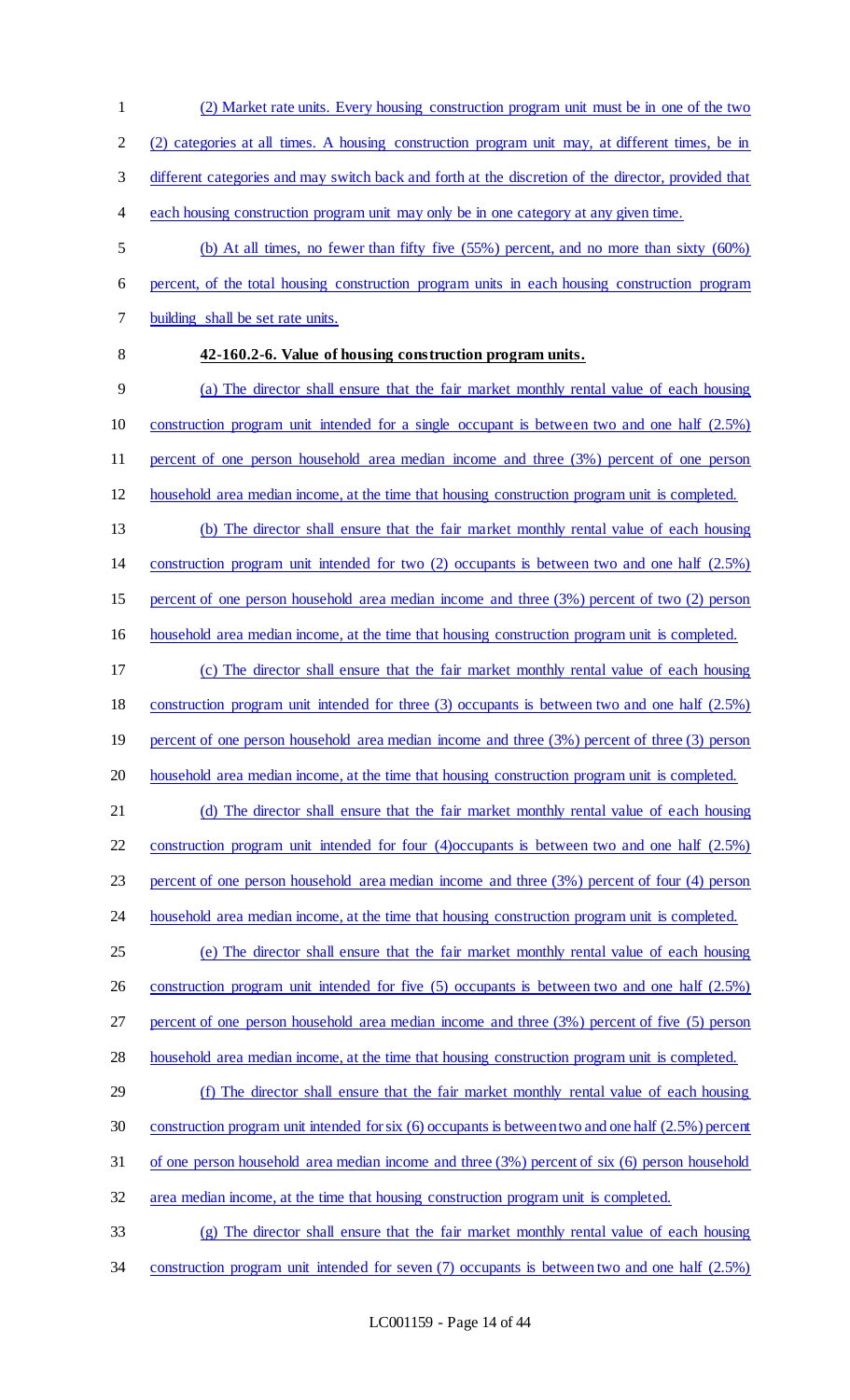(2) Market rate units. Every housing construction program unit must be in one of the two (2) categories at all times. A housing construction program unit may, at different times, be in different categories and may switch back and forth at the discretion of the director, provided that each housing construction program unit may only be in one category at any given time.

(b) At all times, no fewer than fifty five (55%) percent, and no more than sixty (60%) percent, of the total housing construction program units in each housing construction program building shall be set rate units.

**42-160.2-6. Value of housing construction program units.**

(a) The director shall ensure that the fair market monthly rental value of each housing construction program unit intended for a single occupant is between two and one half (2.5%) percent of one person household area median income and three (3%) percent of one person household area median income, at the time that housing construction program unit is completed.

(b) The director shall ensure that the fair market monthly rental value of each housing construction program unit intended for two (2) occupants is between two and one half (2.5%) percent of one person household area median income and three (3%) percent of two (2) person household area median income, at the time that housing construction program unit is completed.

(c) The director shall ensure that the fair market monthly rental value of each housing construction program unit intended for three (3) occupants is between two and one half (2.5%) percent of one person household area median income and three (3%) percent of three (3) person household area median income, at the time that housing construction program unit is completed.

(d) The director shall ensure that the fair market monthly rental value of each housing construction program unit intended for four (4)occupants is between two and one half (2.5%) percent of one person household area median income and three (3%) percent of four (4) person household area median income, at the time that housing construction program unit is completed.

(e) The director shall ensure that the fair market monthly rental value of each housing construction program unit intended for five (5) occupants is between two and one half (2.5%) percent of one person household area median income and three (3%) percent of five (5) person household area median income, at the time that housing construction program unit is completed.

(f) The director shall ensure that the fair market monthly rental value of each housing construction program unit intended for six (6) occupants is between two and one half (2.5%) percent of one person household area median income and three (3%) percent of six (6) person household area median income, at the time that housing construction program unit is completed.

(g) The director shall ensure that the fair market monthly rental value of each housing construction program unit intended for seven (7) occupants is between two and one half (2.5%)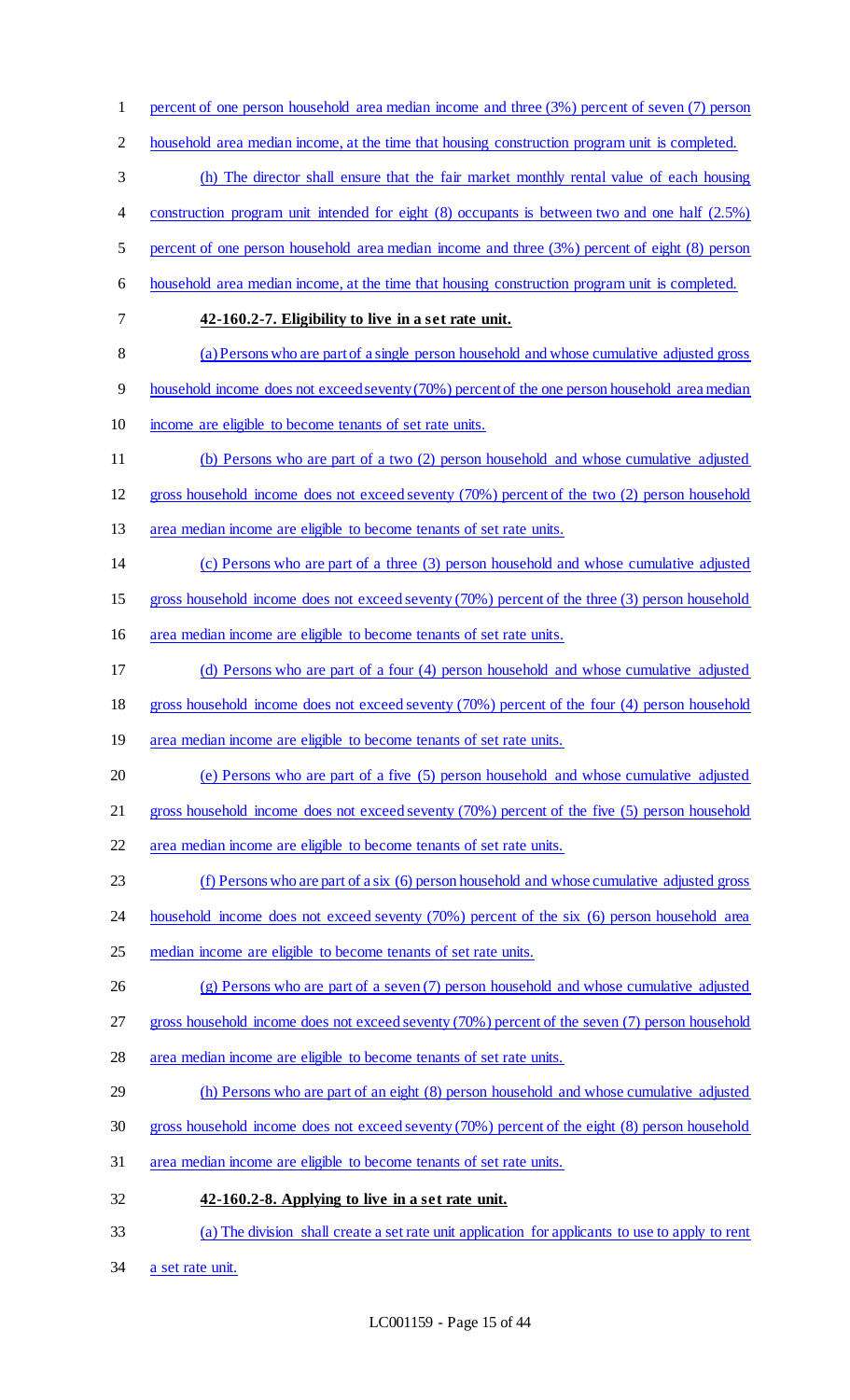percent of one person household area median income and three (3%) percent of seven (7) person household area median income, at the time that housing construction program unit is completed.

(h) The director shall ensure that the fair market monthly rental value of each housing construction program unit intended for eight (8) occupants is between two and one half (2.5%) percent of one person household area median income and three (3%) percent of eight (8) person household area median income, at the time that housing construction program unit is completed.

**42-160.2-7. Eligibility to live in a set rate unit.**

(a) Persons who are part of a single person household and whose cumulative adjusted gross household income does not exceed seventy (70%) percent of the one person household area median income are eligible to become tenants of set rate units.

(b) Persons who are part of a two (2) person household and whose cumulative adjusted gross household income does not exceed seventy (70%) percent of the two (2) person household area median income are eligible to become tenants of set rate units.

(c) Persons who are part of a three (3) person household and whose cumulative adjusted gross household income does not exceed seventy (70%) percent of the three (3) person household area median income are eligible to become tenants of set rate units.

(d) Persons who are part of a four (4) person household and whose cumulative adjusted gross household income does not exceed seventy (70%) percent of the four (4) person household area median income are eligible to become tenants of set rate units.

(e) Persons who are part of a five (5) person household and whose cumulative adjusted gross household income does not exceed seventy (70%) percent of the five (5) person household area median income are eligible to become tenants of set rate units.

(f) Persons who are part of a six (6) person household and whose cumulative adjusted gross household income does not exceed seventy (70%) percent of the six (6) person household area median income are eligible to become tenants of set rate units.

(g) Persons who are part of a seven (7) person household and whose cumulative adjusted gross household income does not exceed seventy (70%) percent of the seven (7) person household area median income are eligible to become tenants of set rate units.

(h) Persons who are part of an eight (8) person household and whose cumulative adjusted gross household income does not exceed seventy (70%) percent of the eight (8) person household area median income are eligible to become tenants of set rate units.

**42-160.2-8. Applying to live in a set rate unit.**

(a) The division shall create a set rate unit application for applicants to use to apply to rent a set rate unit.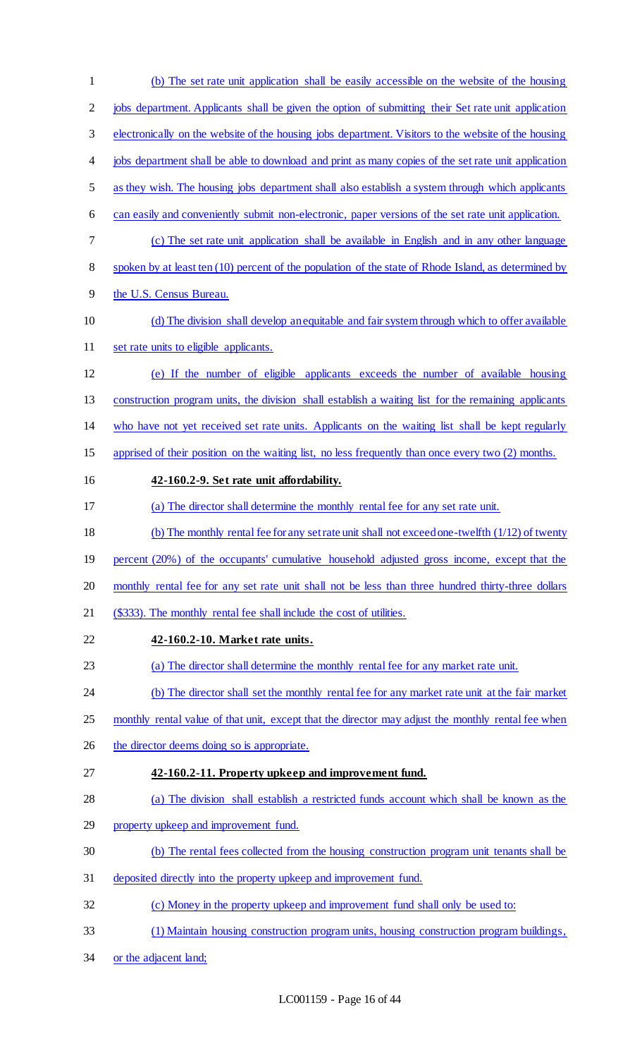(b) The set rate unit application shall be easily accessible on the website of the housing jobs department. Applicants shall be given the option of submitting their Set rate unit application electronically on the website of the housing jobs department. Visitors to the website of the housing jobs department shall be able to download and print as many copies of the set rate unit application as they wish. The housing jobs department shall also establish a system through which applicants can easily and conveniently submit non-electronic, paper versions of the set rate unit application.

(c) The set rate unit application shall be available in English and in any other language spoken by at least ten (10) percent of the population of the state of Rhode Island, as determined by the U.S. Census Bureau.

(d) The division shall develop an equitable and fair system through which to offer available set rate units to eligible applicants.

(e) If the number of eligible applicants exceeds the number of available housing construction program units, the division shall establish a waiting list for the remaining applicants who have not yet received set rate units. Applicants on the waiting list shall be kept regularly apprised of their position on the waiting list, no less frequently than once every two (2) months.

**42-160.2-9. Set rate unit affordability.**

(a) The director shall determine the monthly rental fee for any set rate unit.

(b) The monthly rental fee for any set rate unit shall not exceed one-twelfth (1/12) of twenty percent (20%) of the occupants' cumulative household adjusted gross income, except that the monthly rental fee for any set rate unit shall not be less than three hundred thirty-three dollars ($333). The monthly rental fee shall include the cost of utilities.

**42-160.2-10. Market rate units.**

(a) The director shall determine the monthly rental fee for any market rate unit.

(b) The director shall set the monthly rental fee for any market rate unit at the fair market monthly rental value of that unit, except that the director may adjust the monthly rental fee when the director deems doing so is appropriate.

**42-160.2-11. Property upkeep and improvement fund.**

(a) The division shall establish a restricted funds account which shall be known as the property upkeep and improvement fund.

(b) The rental fees collected from the housing construction program unit tenants shall be deposited directly into the property upkeep and improvement fund.

(c) Money in the property upkeep and improvement fund shall only be used to:

(1) Maintain housing construction program units, housing construction program buildings, or the adjacent land;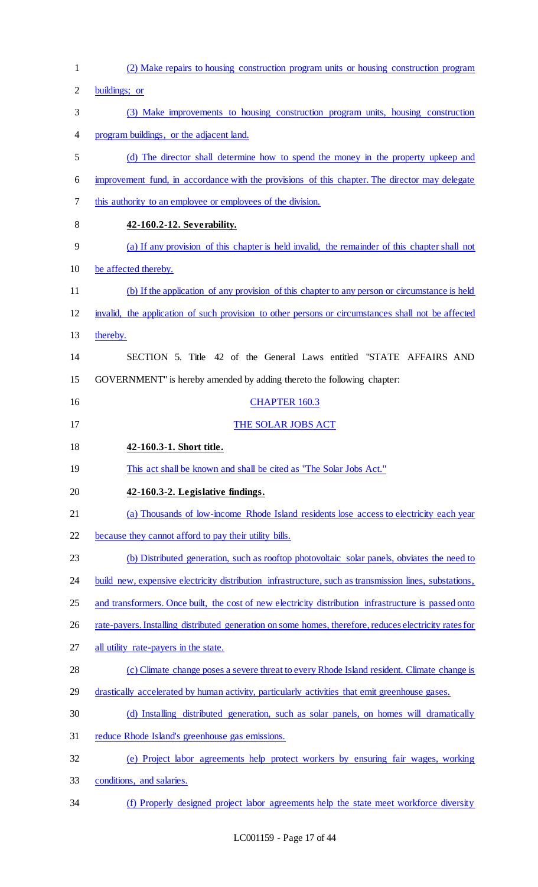(2) Make repairs to housing construction program units or housing construction program buildings; or

(3) Make improvements to housing construction program units, housing construction program buildings, or the adjacent land.

(d) The director shall determine how to spend the money in the property upkeep and improvement fund, in accordance with the provisions of this chapter. The director may delegate this authority to an employee or employees of the division.

**42-160.2-12. Severability.**

(a) If any provision of this chapter is held invalid, the remainder of this chapter shall not be affected thereby.

(b) If the application of any provision of this chapter to any person or circumstance is held invalid, the application of such provision to other persons or circumstances shall not be affected thereby.

SECTION 5. Title 42 of the General Laws entitled "STATE AFFAIRS AND GOVERNMENT" is hereby amended by adding thereto the following chapter:

CHAPTER 160.3

THE SOLAR JOBS ACT

**42-160.3-1. Short title.**

This act shall be known and shall be cited as "The Solar Jobs Act."

**42-160.3-2. Legislative findings.**

(a) Thousands of low-income Rhode Island residents lose access to electricity each year because they cannot afford to pay their utility bills.

(b) Distributed generation, such as rooftop photovoltaic solar panels, obviates the need to build new, expensive electricity distribution infrastructure, such as transmission lines, substations, and transformers. Once built, the cost of new electricity distribution infrastructure is passed onto rate-payers. Installing distributed generation on some homes, therefore, reduces electricity rates for all utility rate-payers in the state.

(c) Climate change poses a severe threat to every Rhode Island resident. Climate change is drastically accelerated by human activity, particularly activities that emit greenhouse gases.

(d) Installing distributed generation, such as solar panels, on homes will dramatically reduce Rhode Island's greenhouse gas emissions.

(e) Project labor agreements help protect workers by ensuring fair wages, working conditions, and salaries.

(f) Properly designed project labor agreements help the state meet workforce diversity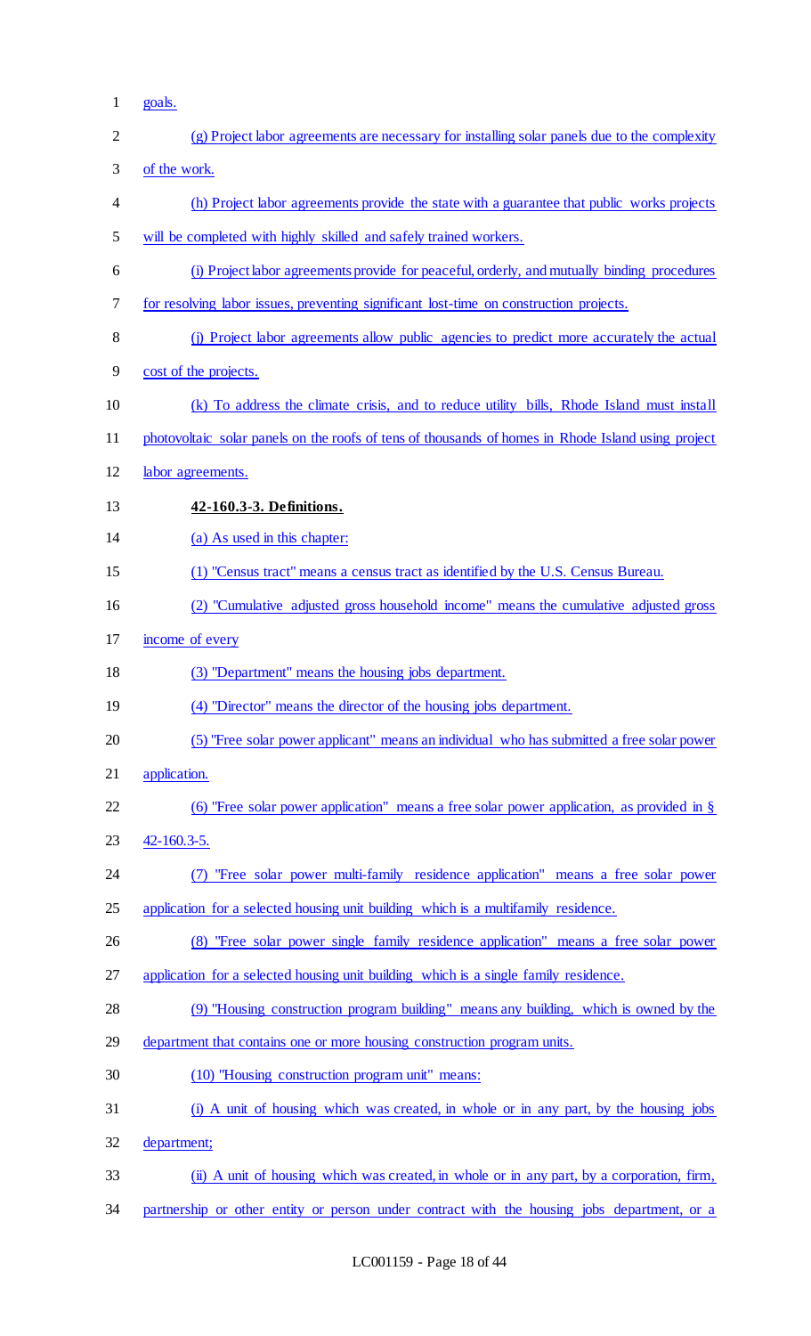goals.

(g) Project labor agreements are necessary for installing solar panels due to the complexity of the work.

(h) Project labor agreements provide the state with a guarantee that public works projects will be completed with highly skilled and safely trained workers.

(i) Project labor agreements provide for peaceful, orderly, and mutually binding procedures for resolving labor issues, preventing significant lost-time on construction projects.

(j) Project labor agreements allow public agencies to predict more accurately the actual cost of the projects.

(k) To address the climate crisis, and to reduce utility bills, Rhode Island must install photovoltaic solar panels on the roofs of tens of thousands of homes in Rhode Island using project labor agreements.

**42-160.3-3. Definitions.**

(a) As used in this chapter:

(1) "Census tract" means a census tract as identified by the U.S. Census Bureau.

(2) "Cumulative adjusted gross household income" means the cumulative adjusted gross income of every

(3) "Department" means the housing jobs department.

(4) "Director" means the director of the housing jobs department.

(5) "Free solar power applicant" means an individual who has submitted a free solar power application.

(6) "Free solar power application" means a free solar power application, as provided in § 42-160.3-5.

(7) "Free solar power multi-family residence application" means a free solar power application for a selected housing unit building which is a multifamily residence.

(8) "Free solar power single family residence application" means a free solar power application for a selected housing unit building which is a single family residence.

(9) "Housing construction program building" means any building, which is owned by the department that contains one or more housing construction program units.

(10) "Housing construction program unit" means:

(i) A unit of housing which was created, in whole or in any part, by the housing jobs department;

(ii) A unit of housing which was created, in whole or in any part, by a corporation, firm, partnership or other entity or person under contract with the housing jobs department, or a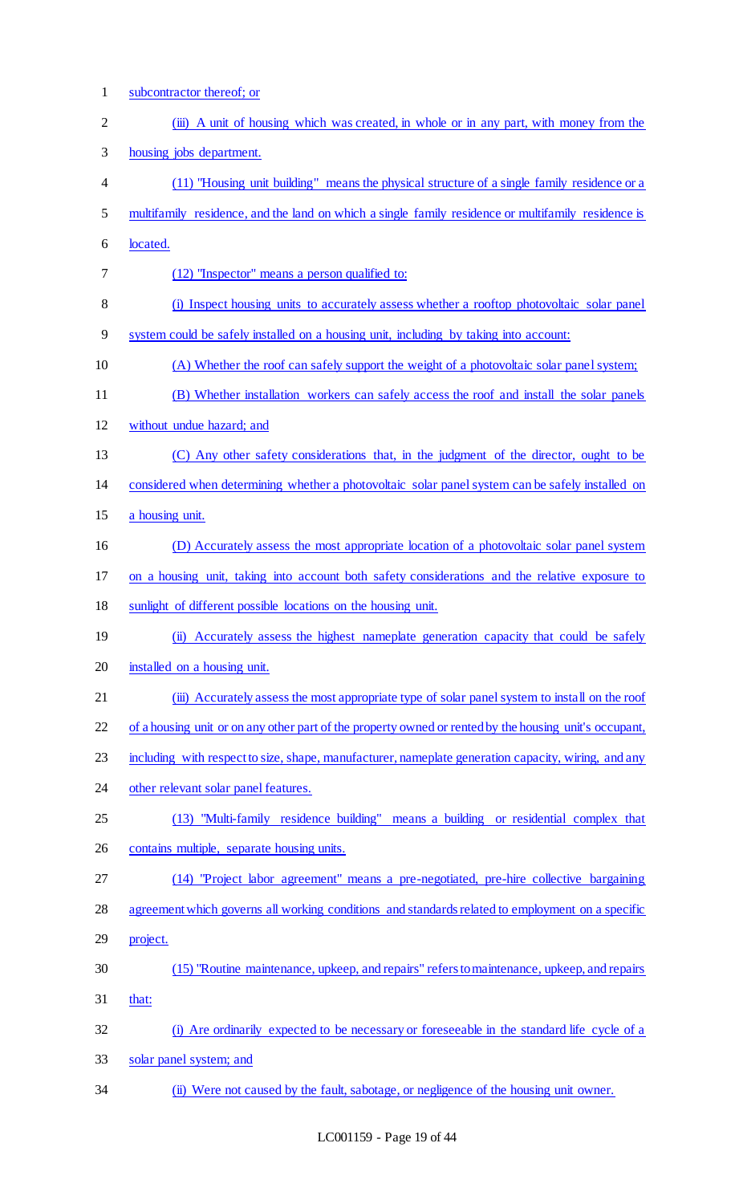subcontractor thereof; or

(iii) A unit of housing which was created, in whole or in any part, with money from the housing jobs department.

(11) "Housing unit building" means the physical structure of a single family residence or a multifamily residence, and the land on which a single family residence or multifamily residence is located.

(12) "Inspector" means a person qualified to:

(i) Inspect housing units to accurately assess whether a rooftop photovoltaic solar panel system could be safely installed on a housing unit, including by taking into account:

(A) Whether the roof can safely support the weight of a photovoltaic solar panel system;

(B) Whether installation workers can safely access the roof and install the solar panels without undue hazard; and

(C) Any other safety considerations that, in the judgment of the director, ought to be considered when determining whether a photovoltaic solar panel system can be safely installed on a housing unit.

(D) Accurately assess the most appropriate location of a photovoltaic solar panel system on a housing unit, taking into account both safety considerations and the relative exposure to sunlight of different possible locations on the housing unit.

(ii) Accurately assess the highest nameplate generation capacity that could be safely installed on a housing unit.

(iii) Accurately assess the most appropriate type of solar panel system to install on the roof of a housing unit or on any other part of the property owned or rented by the housing unit's occupant, including with respect to size, shape, manufacturer, nameplate generation capacity, wiring, and any other relevant solar panel features.

(13) "Multi-family residence building" means a building or residential complex that contains multiple, separate housing units.

(14) "Project labor agreement" means a pre-negotiated, pre-hire collective bargaining agreement which governs all working conditions and standards related to employment on a specific project.

(15) "Routine maintenance, upkeep, and repairs" refers to maintenance, upkeep, and repairs that:

(i) Are ordinarily expected to be necessary or foreseeable in the standard life cycle of a solar panel system; and

(ii) Were not caused by the fault, sabotage, or negligence of the housing unit owner.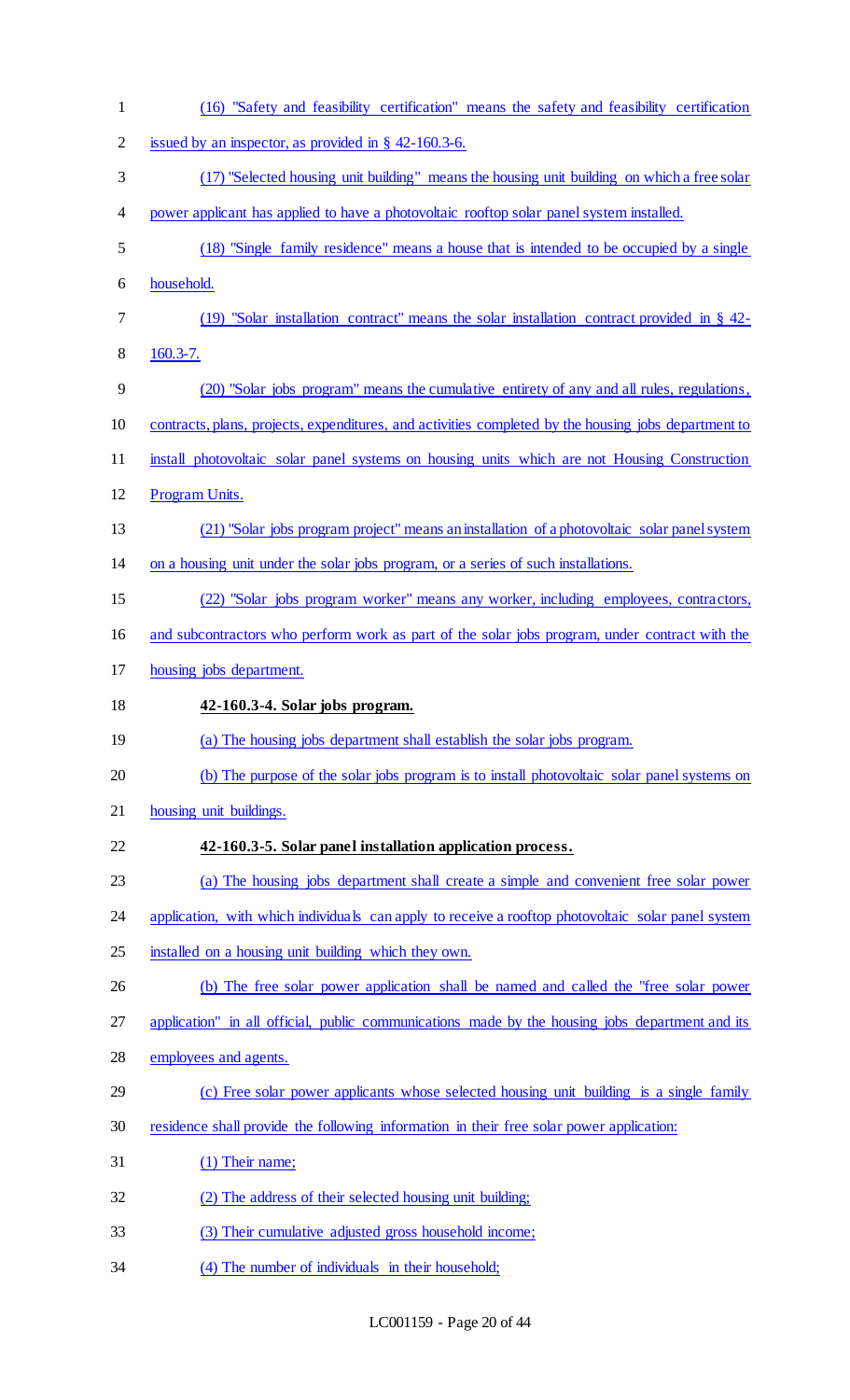(16) "Safety and feasibility certification" means the safety and feasibility certification issued by an inspector, as provided in § 42-160.3-6.

(17) "Selected housing unit building" means the housing unit building on which a free solar power applicant has applied to have a photovoltaic rooftop solar panel system installed.

(18) "Single family residence" means a house that is intended to be occupied by a single household.

(19) "Solar installation contract" means the solar installation contract provided in § 42-160.3-7.

(20) "Solar jobs program" means the cumulative entirety of any and all rules, regulations, contracts, plans, projects, expenditures, and activities completed by the housing jobs department to install photovoltaic solar panel systems on housing units which are not Housing Construction Program Units.

(21) "Solar jobs program project" means an installation of a photovoltaic solar panel system on a housing unit under the solar jobs program, or a series of such installations.

(22) "Solar jobs program worker" means any worker, including employees, contractors, and subcontractors who perform work as part of the solar jobs program, under contract with the housing jobs department.

**42-160.3-4. Solar jobs program.**

(a) The housing jobs department shall establish the solar jobs program.

(b) The purpose of the solar jobs program is to install photovoltaic solar panel systems on housing unit buildings.

**42-160.3-5. Solar panel installation application process.**

(a) The housing jobs department shall create a simple and convenient free solar power application, with which individuals can apply to receive a rooftop photovoltaic solar panel system installed on a housing unit building which they own.

(b) The free solar power application shall be named and called the "free solar power application" in all official, public communications made by the housing jobs department and its employees and agents.

(c) Free solar power applicants whose selected housing unit building is a single family residence shall provide the following information in their free solar power application:

(1) Their name;

(2) The address of their selected housing unit building;

(3) Their cumulative adjusted gross household income;

(4) The number of individuals in their household;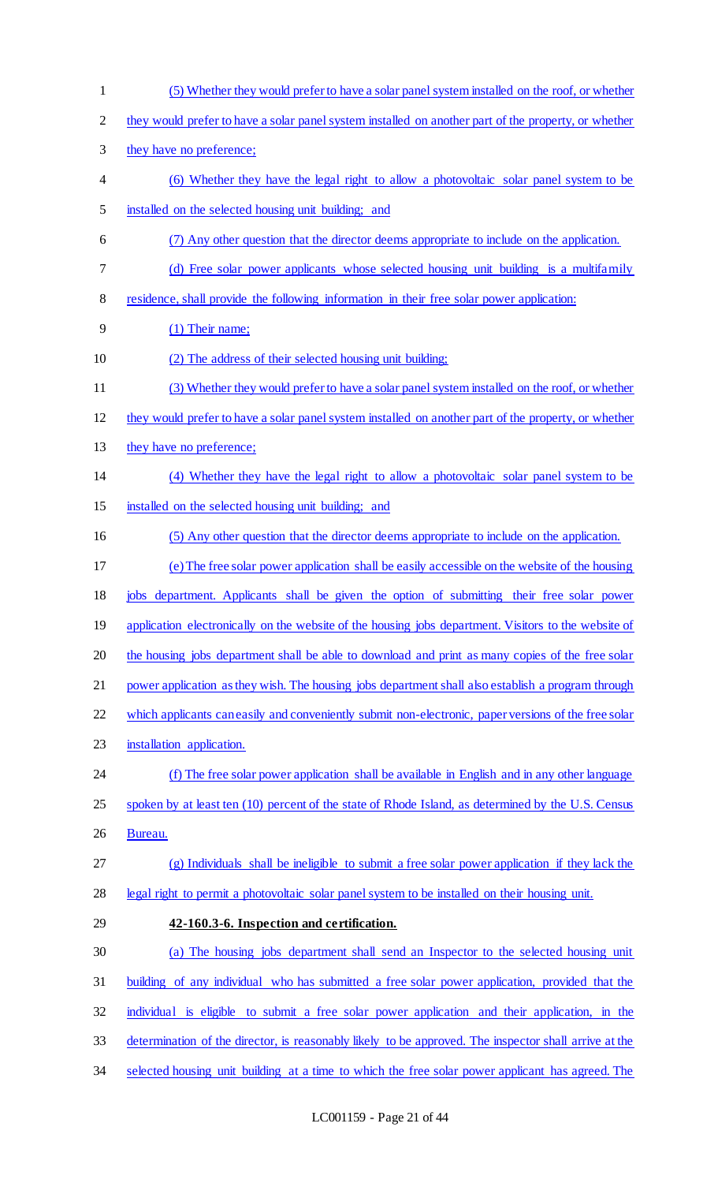(5) Whether they would prefer to have a solar panel system installed on the roof, or whether they would prefer to have a solar panel system installed on another part of the property, or whether they have no preference;

(6) Whether they have the legal right to allow a photovoltaic solar panel system to be installed on the selected housing unit building; and

(7) Any other question that the director deems appropriate to include on the application.

(d) Free solar power applicants whose selected housing unit building is a multifamily residence, shall provide the following information in their free solar power application:

(1) Their name;

(2) The address of their selected housing unit building;

(3) Whether they would prefer to have a solar panel system installed on the roof, or whether they would prefer to have a solar panel system installed on another part of the property, or whether they have no preference;

(4) Whether they have the legal right to allow a photovoltaic solar panel system to be installed on the selected housing unit building; and

(5) Any other question that the director deems appropriate to include on the application.

(e) The free solar power application shall be easily accessible on the website of the housing jobs department. Applicants shall be given the option of submitting their free solar power application electronically on the website of the housing jobs department. Visitors to the website of the housing jobs department shall be able to download and print as many copies of the free solar power application as they wish. The housing jobs department shall also establish a program through which applicants can easily and conveniently submit non-electronic, paper versions of the free solar installation application.

(f) The free solar power application shall be available in English and in any other language spoken by at least ten (10) percent of the state of Rhode Island, as determined by the U.S. Census Bureau.

(g) Individuals shall be ineligible to submit a free solar power application if they lack the legal right to permit a photovoltaic solar panel system to be installed on their housing unit.

**42-160.3-6. Inspection and certification.**

(a) The housing jobs department shall send an Inspector to the selected housing unit building of any individual who has submitted a free solar power application, provided that the individual is eligible to submit a free solar power application and their application, in the determination of the director, is reasonably likely to be approved. The inspector shall arrive at the selected housing unit building at a time to which the free solar power applicant has agreed. The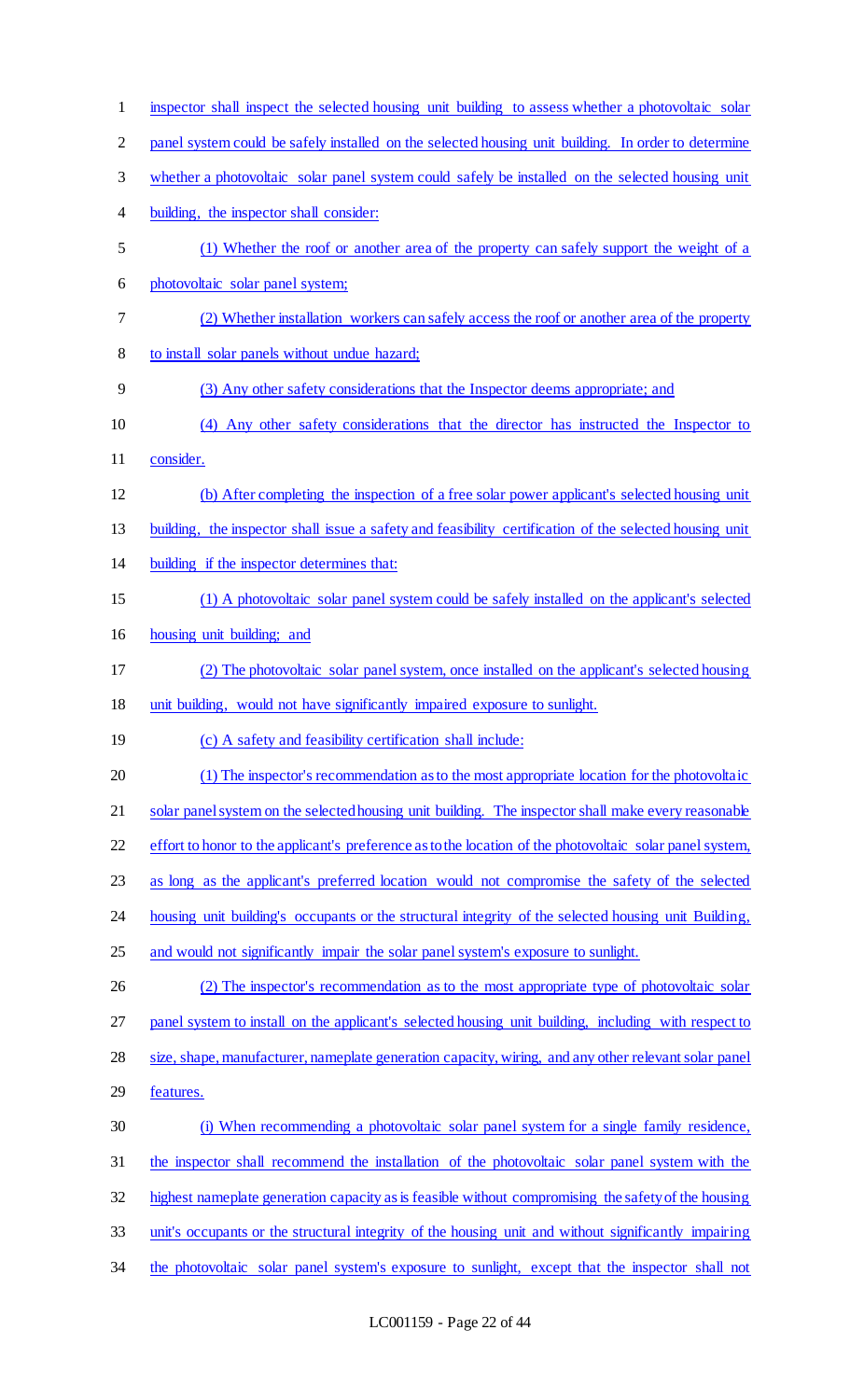inspector shall inspect the selected housing unit building to assess whether a photovoltaic solar panel system could be safely installed on the selected housing unit building. In order to determine whether a photovoltaic solar panel system could safely be installed on the selected housing unit building, the inspector shall consider:

(1) Whether the roof or another area of the property can safely support the weight of a photovoltaic solar panel system;

(2) Whether installation workers can safely access the roof or another area of the property to install solar panels without undue hazard;

(3) Any other safety considerations that the Inspector deems appropriate; and

(4) Any other safety considerations that the director has instructed the Inspector to consider.

(b) After completing the inspection of a free solar power applicant's selected housing unit building, the inspector shall issue a safety and feasibility certification of the selected housing unit building if the inspector determines that:

(1) A photovoltaic solar panel system could be safely installed on the applicant's selected housing unit building; and

(2) The photovoltaic solar panel system, once installed on the applicant's selected housing unit building, would not have significantly impaired exposure to sunlight.

(c) A safety and feasibility certification shall include:

(1) The inspector's recommendation as to the most appropriate location for the photovoltaic solar panel system on the selected housing unit building. The inspector shall make every reasonable effort to honor to the applicant's preference as to the location of the photovoltaic solar panel system, as long as the applicant's preferred location would not compromise the safety of the selected housing unit building's occupants or the structural integrity of the selected housing unit Building, and would not significantly impair the solar panel system's exposure to sunlight.

(2) The inspector's recommendation as to the most appropriate type of photovoltaic solar panel system to install on the applicant's selected housing unit building, including with respect to size, shape, manufacturer, nameplate generation capacity, wiring, and any other relevant solar panel features.

(i) When recommending a photovoltaic solar panel system for a single family residence, the inspector shall recommend the installation of the photovoltaic solar panel system with the highest nameplate generation capacity as is feasible without compromising the safety of the housing unit's occupants or the structural integrity of the housing unit and without significantly impairing the photovoltaic solar panel system's exposure to sunlight, except that the inspector shall not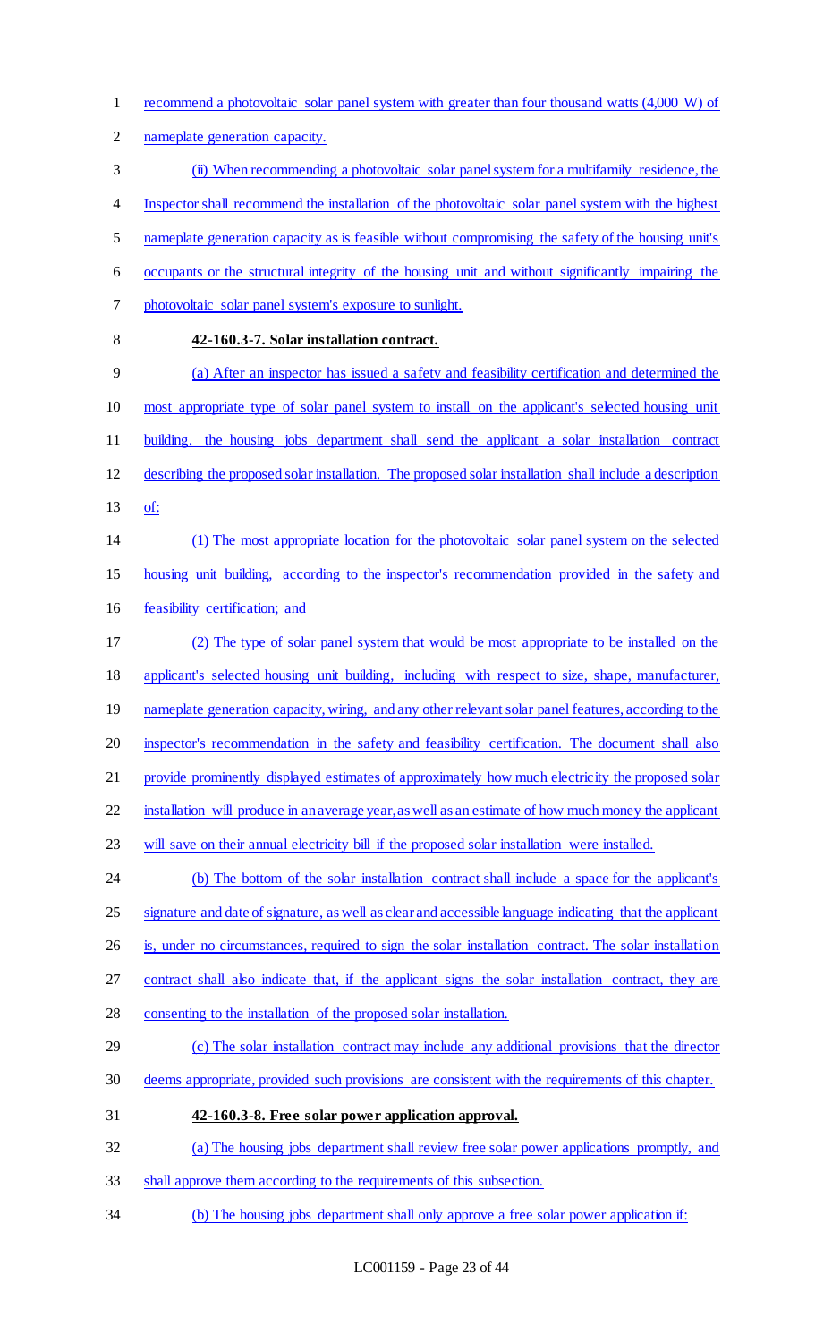recommend a photovoltaic solar panel system with greater than four thousand watts (4,000 W) of nameplate generation capacity.

(ii) When recommending a photovoltaic solar panel system for a multifamily residence, the Inspector shall recommend the installation of the photovoltaic solar panel system with the highest nameplate generation capacity as is feasible without compromising the safety of the housing unit's occupants or the structural integrity of the housing unit and without significantly impairing the photovoltaic solar panel system's exposure to sunlight.

**42-160.3-7. Solar installation contract.**

(a) After an inspector has issued a safety and feasibility certification and determined the most appropriate type of solar panel system to install on the applicant's selected housing unit building, the housing jobs department shall send the applicant a solar installation contract describing the proposed solar installation. The proposed solar installation shall include a description of:

(1) The most appropriate location for the photovoltaic solar panel system on the selected housing unit building, according to the inspector's recommendation provided in the safety and feasibility certification; and

(2) The type of solar panel system that would be most appropriate to be installed on the applicant's selected housing unit building, including with respect to size, shape, manufacturer, nameplate generation capacity, wiring, and any other relevant solar panel features, according to the inspector's recommendation in the safety and feasibility certification. The document shall also provide prominently displayed estimates of approximately how much electricity the proposed solar installation will produce in an average year, as well as an estimate of how much money the applicant will save on their annual electricity bill if the proposed solar installation were installed.

(b) The bottom of the solar installation contract shall include a space for the applicant's signature and date of signature, as well as clear and accessible language indicating that the applicant is, under no circumstances, required to sign the solar installation contract. The solar installation contract shall also indicate that, if the applicant signs the solar installation contract, they are consenting to the installation of the proposed solar installation.

(c) The solar installation contract may include any additional provisions that the director deems appropriate, provided such provisions are consistent with the requirements of this chapter.

**42-160.3-8. Free solar power application approval.**

(a) The housing jobs department shall review free solar power applications promptly, and shall approve them according to the requirements of this subsection.

(b) The housing jobs department shall only approve a free solar power application if: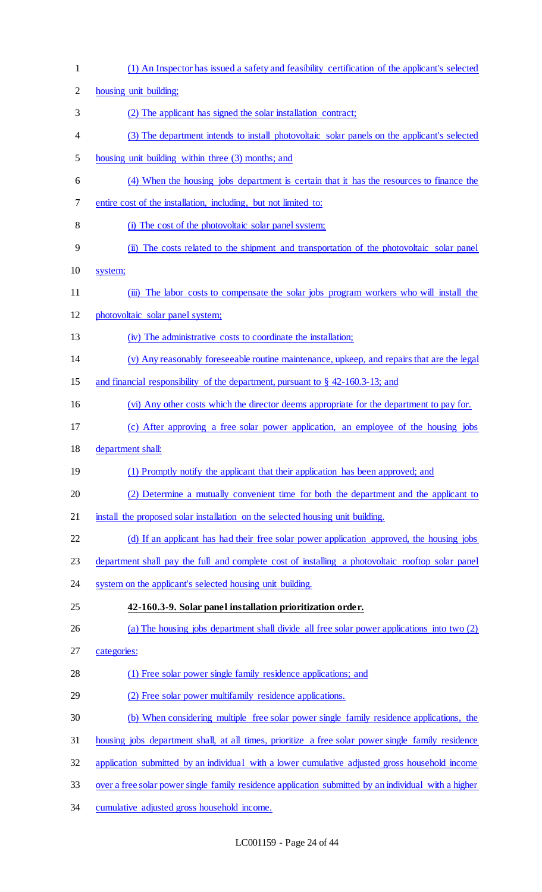(1) An Inspector has issued a safety and feasibility certification of the applicant's selected housing unit building;

(2) The applicant has signed the solar installation contract;

(3) The department intends to install photovoltaic solar panels on the applicant's selected housing unit building within three (3) months; and

(4) When the housing jobs department is certain that it has the resources to finance the entire cost of the installation, including, but not limited to:

(i) The cost of the photovoltaic solar panel system;

(ii) The costs related to the shipment and transportation of the photovoltaic solar panel system;

(iii) The labor costs to compensate the solar jobs program workers who will install the photovoltaic solar panel system;

(iv) The administrative costs to coordinate the installation;

(v) Any reasonably foreseeable routine maintenance, upkeep, and repairs that are the legal and financial responsibility of the department, pursuant to § 42-160.3-13; and

(vi) Any other costs which the director deems appropriate for the department to pay for.

(c) After approving a free solar power application, an employee of the housing jobs department shall:

(1) Promptly notify the applicant that their application has been approved; and

(2) Determine a mutually convenient time for both the department and the applicant to install the proposed solar installation on the selected housing unit building.

(d) If an applicant has had their free solar power application approved, the housing jobs department shall pay the full and complete cost of installing a photovoltaic rooftop solar panel system on the applicant's selected housing unit building.

**42-160.3-9. Solar panel installation prioritization order.**

(a) The housing jobs department shall divide all free solar power applications into two (2) categories:

(1) Free solar power single family residence applications; and

(2) Free solar power multifamily residence applications.

(b) When considering multiple free solar power single family residence applications, the housing jobs department shall, at all times, prioritize a free solar power single family residence application submitted by an individual with a lower cumulative adjusted gross household income over a free solar power single family residence application submitted by an individual with a higher cumulative adjusted gross household income.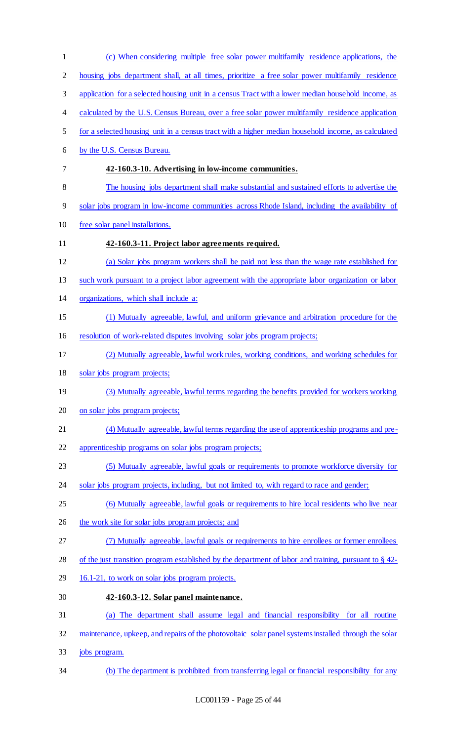(c) When considering multiple free solar power multifamily residence applications, the housing jobs department shall, at all times, prioritize a free solar power multifamily residence application for a selected housing unit in a census Tract with a lower median household income, as calculated by the U.S. Census Bureau, over a free solar power multifamily residence application for a selected housing unit in a census tract with a higher median household income, as calculated by the U.S. Census Bureau.

**42-160.3-10. Advertising in low-income communities.**

The housing jobs department shall make substantial and sustained efforts to advertise the solar jobs program in low-income communities across Rhode Island, including the availability of free solar panel installations.

**42-160.3-11. Project labor agreements required.**

(a) Solar jobs program workers shall be paid not less than the wage rate established for such work pursuant to a project labor agreement with the appropriate labor organization or labor organizations, which shall include a:

(1) Mutually agreeable, lawful, and uniform grievance and arbitration procedure for the resolution of work-related disputes involving solar jobs program projects;

(2) Mutually agreeable, lawful work rules, working conditions, and working schedules for solar jobs program projects;

(3) Mutually agreeable, lawful terms regarding the benefits provided for workers working on solar jobs program projects;

(4) Mutually agreeable, lawful terms regarding the use of apprenticeship programs and pre-apprenticeship programs on solar jobs program projects;

(5) Mutually agreeable, lawful goals or requirements to promote workforce diversity for solar jobs program projects, including, but not limited to, with regard to race and gender;

(6) Mutually agreeable, lawful goals or requirements to hire local residents who live near the work site for solar jobs program projects; and

(7) Mutually agreeable, lawful goals or requirements to hire enrollees or former enrollees of the just transition program established by the department of labor and training, pursuant to § 42-16.1-21, to work on solar jobs program projects.

**42-160.3-12. Solar panel maintenance.**

(a) The department shall assume legal and financial responsibility for all routine maintenance, upkeep, and repairs of the photovoltaic solar panel systems installed through the solar jobs program.

(b) The department is prohibited from transferring legal or financial responsibility for any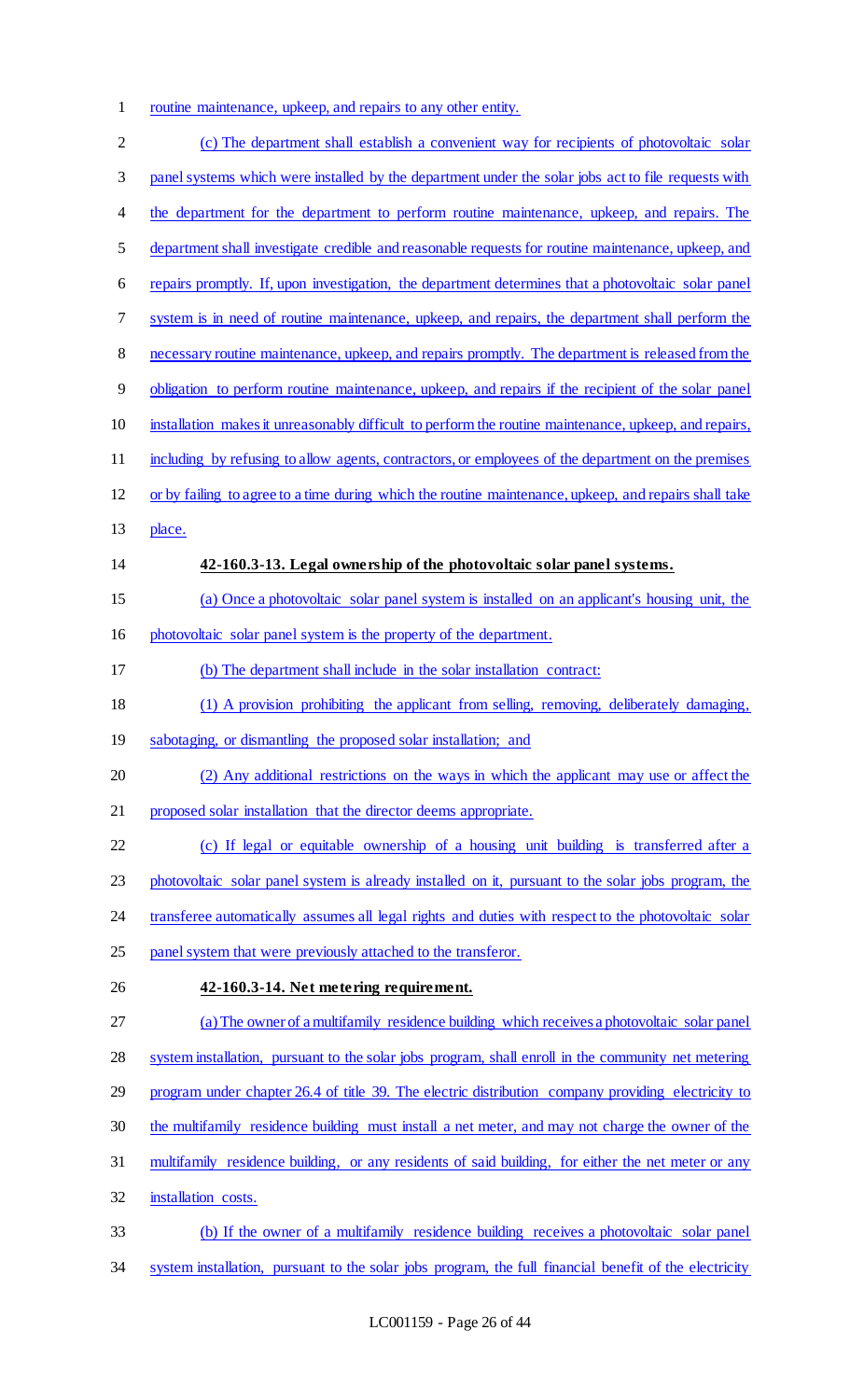routine maintenance, upkeep, and repairs to any other entity.

(c) The department shall establish a convenient way for recipients of photovoltaic solar panel systems which were installed by the department under the solar jobs act to file requests with the department for the department to perform routine maintenance, upkeep, and repairs. The department shall investigate credible and reasonable requests for routine maintenance, upkeep, and repairs promptly. If, upon investigation, the department determines that a photovoltaic solar panel system is in need of routine maintenance, upkeep, and repairs, the department shall perform the necessary routine maintenance, upkeep, and repairs promptly. The department is released from the obligation to perform routine maintenance, upkeep, and repairs if the recipient of the solar panel installation makes it unreasonably difficult to perform the routine maintenance, upkeep, and repairs, including by refusing to allow agents, contractors, or employees of the department on the premises or by failing to agree to a time during which the routine maintenance, upkeep, and repairs shall take place.

**42-160.3-13. Legal ownership of the photovoltaic solar panel systems.**

(a) Once a photovoltaic solar panel system is installed on an applicant's housing unit, the photovoltaic solar panel system is the property of the department.

(b) The department shall include in the solar installation contract:

(1) A provision prohibiting the applicant from selling, removing, deliberately damaging, sabotaging, or dismantling the proposed solar installation; and

(2) Any additional restrictions on the ways in which the applicant may use or affect the proposed solar installation that the director deems appropriate.

(c) If legal or equitable ownership of a housing unit building is transferred after a photovoltaic solar panel system is already installed on it, pursuant to the solar jobs program, the transferee automatically assumes all legal rights and duties with respect to the photovoltaic solar panel system that were previously attached to the transferor.

**42-160.3-14. Net metering requirement.**

(a) The owner of a multifamily residence building which receives a photovoltaic solar panel system installation, pursuant to the solar jobs program, shall enroll in the community net metering program under chapter 26.4 of title 39. The electric distribution company providing electricity to the multifamily residence building must install a net meter, and may not charge the owner of the multifamily residence building, or any residents of said building, for either the net meter or any installation costs.

(b) If the owner of a multifamily residence building receives a photovoltaic solar panel system installation, pursuant to the solar jobs program, the full financial benefit of the electricity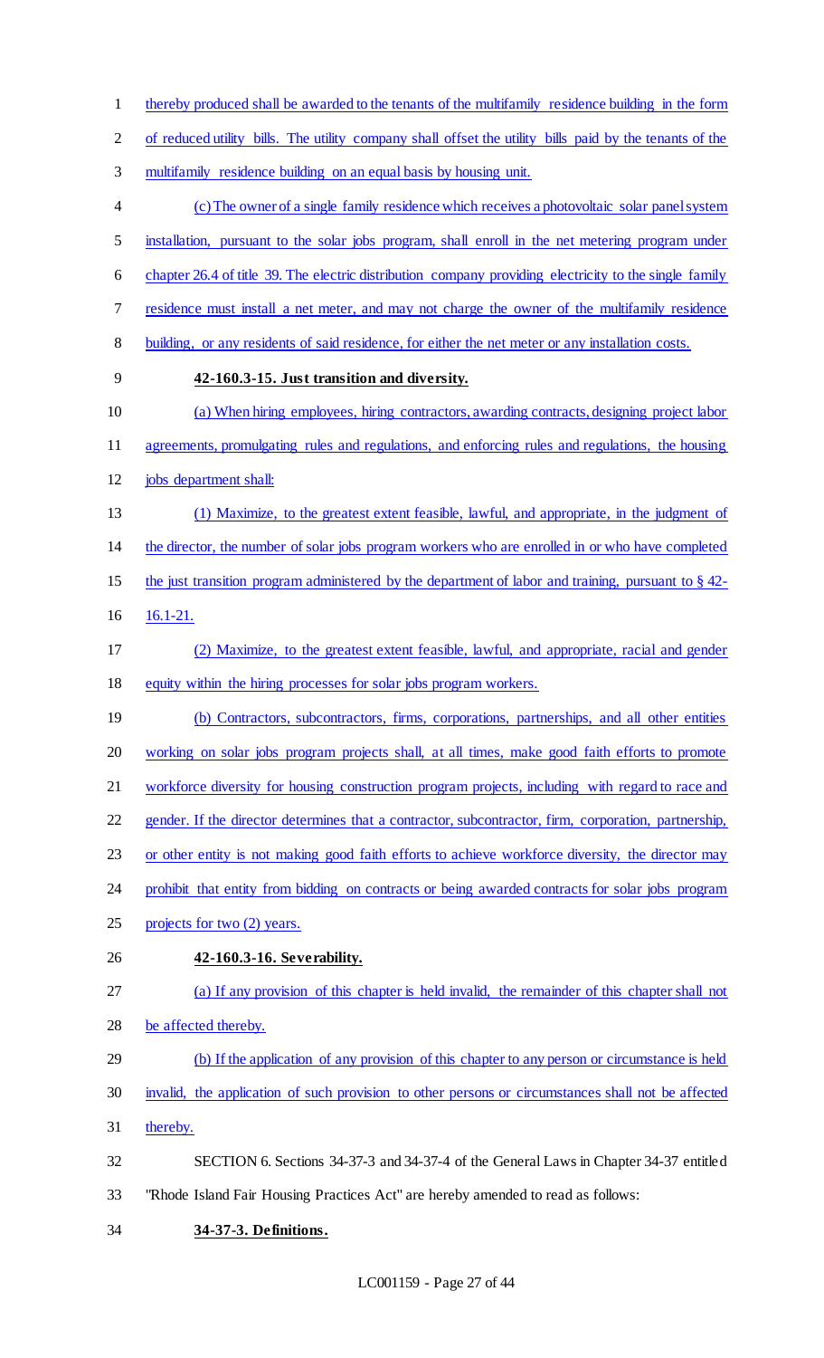thereby produced shall be awarded to the tenants of the multifamily residence building in the form of reduced utility bills. The utility company shall offset the utility bills paid by the tenants of the multifamily residence building on an equal basis by housing unit.

(c) The owner of a single family residence which receives a photovoltaic solar panel system installation, pursuant to the solar jobs program, shall enroll in the net metering program under chapter 26.4 of title 39. The electric distribution company providing electricity to the single family residence must install a net meter, and may not charge the owner of the multifamily residence building, or any residents of said residence, for either the net meter or any installation costs.

**42-160.3-15. Just transition and diversity.**

(a) When hiring employees, hiring contractors, awarding contracts, designing project labor agreements, promulgating rules and regulations, and enforcing rules and regulations, the housing jobs department shall:

(1) Maximize, to the greatest extent feasible, lawful, and appropriate, in the judgment of the director, the number of solar jobs program workers who are enrolled in or who have completed the just transition program administered by the department of labor and training, pursuant to § 42-16.1-21.

(2) Maximize, to the greatest extent feasible, lawful, and appropriate, racial and gender equity within the hiring processes for solar jobs program workers.

(b) Contractors, subcontractors, firms, corporations, partnerships, and all other entities working on solar jobs program projects shall, at all times, make good faith efforts to promote workforce diversity for housing construction program projects, including with regard to race and gender. If the director determines that a contractor, subcontractor, firm, corporation, partnership, or other entity is not making good faith efforts to achieve workforce diversity, the director may prohibit that entity from bidding on contracts or being awarded contracts for solar jobs program projects for two (2) years.

**42-160.3-16. Severability.**

(a) If any provision of this chapter is held invalid, the remainder of this chapter shall not be affected thereby.

(b) If the application of any provision of this chapter to any person or circumstance is held invalid, the application of such provision to other persons or circumstances shall not be affected thereby.

SECTION 6. Sections 34-37-3 and 34-37-4 of the General Laws in Chapter 34-37 entitled "Rhode Island Fair Housing Practices Act" are hereby amended to read as follows:

**34-37-3. Definitions.**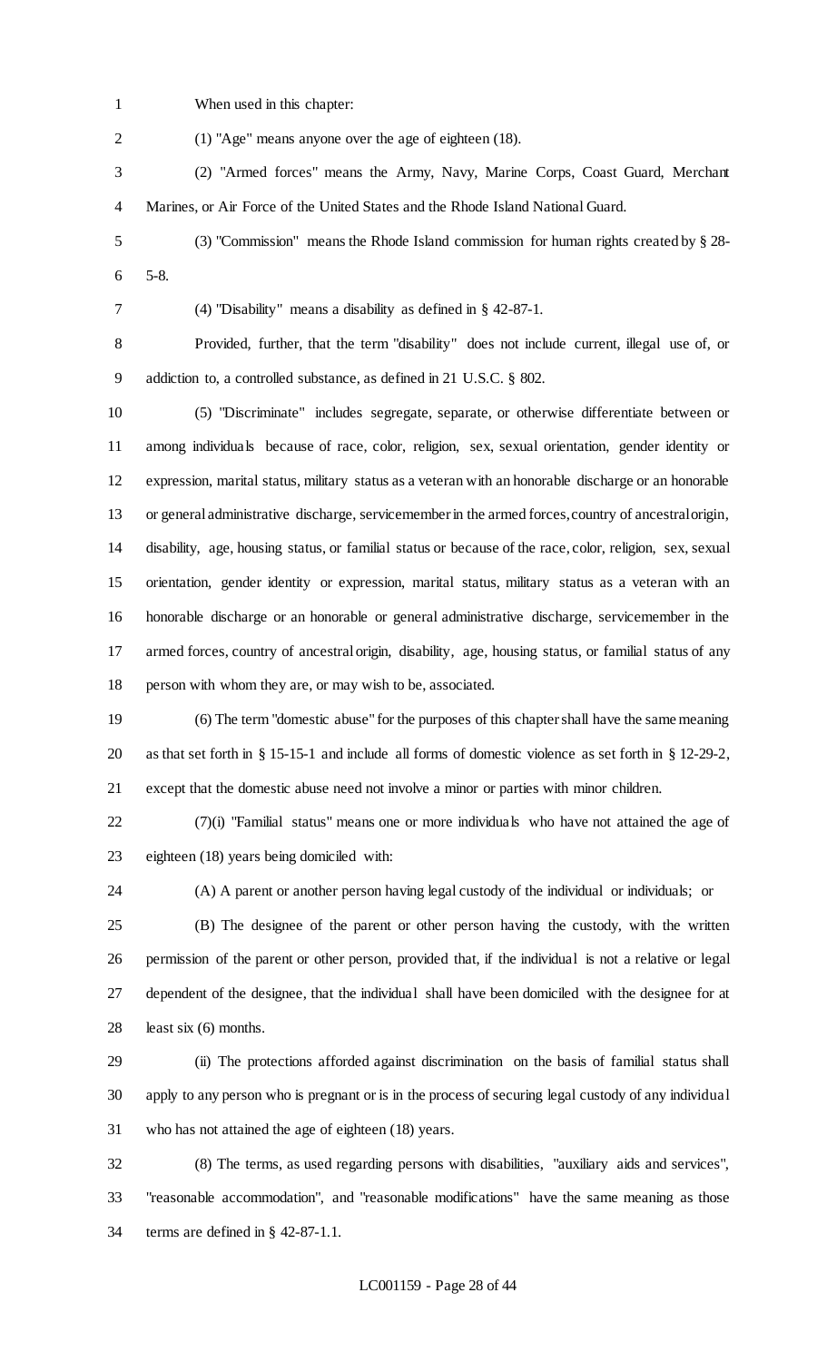When used in this chapter:

(1) "Age" means anyone over the age of eighteen (18).

(2) "Armed forces" means the Army, Navy, Marine Corps, Coast Guard, Merchant Marines, or Air Force of the United States and the Rhode Island National Guard.

(3) "Commission" means the Rhode Island commission for human rights created by § 28-5-8.

(4) "Disability" means a disability as defined in § 42-87-1.

Provided, further, that the term "disability" does not include current, illegal use of, or addiction to, a controlled substance, as defined in 21 U.S.C. § 802.

(5) "Discriminate" includes segregate, separate, or otherwise differentiate between or among individuals because of race, color, religion, sex, sexual orientation, gender identity or expression, marital status, military status as a veteran with an honorable discharge or an honorable or general administrative discharge, servicemember in the armed forces, country of ancestral origin, disability, age, housing status, or familial status or because of the race, color, religion, sex, sexual orientation, gender identity or expression, marital status, military status as a veteran with an honorable discharge or an honorable or general administrative discharge, servicemember in the armed forces, country of ancestral origin, disability, age, housing status, or familial status of any person with whom they are, or may wish to be, associated.

(6) The term "domestic abuse" for the purposes of this chapter shall have the same meaning as that set forth in § 15-15-1 and include all forms of domestic violence as set forth in § 12-29-2, except that the domestic abuse need not involve a minor or parties with minor children.

(7)(i) "Familial status" means one or more individuals who have not attained the age of eighteen (18) years being domiciled with:

(A) A parent or another person having legal custody of the individual or individuals; or

(B) The designee of the parent or other person having the custody, with the written permission of the parent or other person, provided that, if the individual is not a relative or legal dependent of the designee, that the individual shall have been domiciled with the designee for at least six (6) months.

(ii) The protections afforded against discrimination on the basis of familial status shall apply to any person who is pregnant or is in the process of securing legal custody of any individual who has not attained the age of eighteen (18) years.

(8) The terms, as used regarding persons with disabilities, "auxiliary aids and services", "reasonable accommodation", and "reasonable modifications" have the same meaning as those terms are defined in § 42-87-1.1.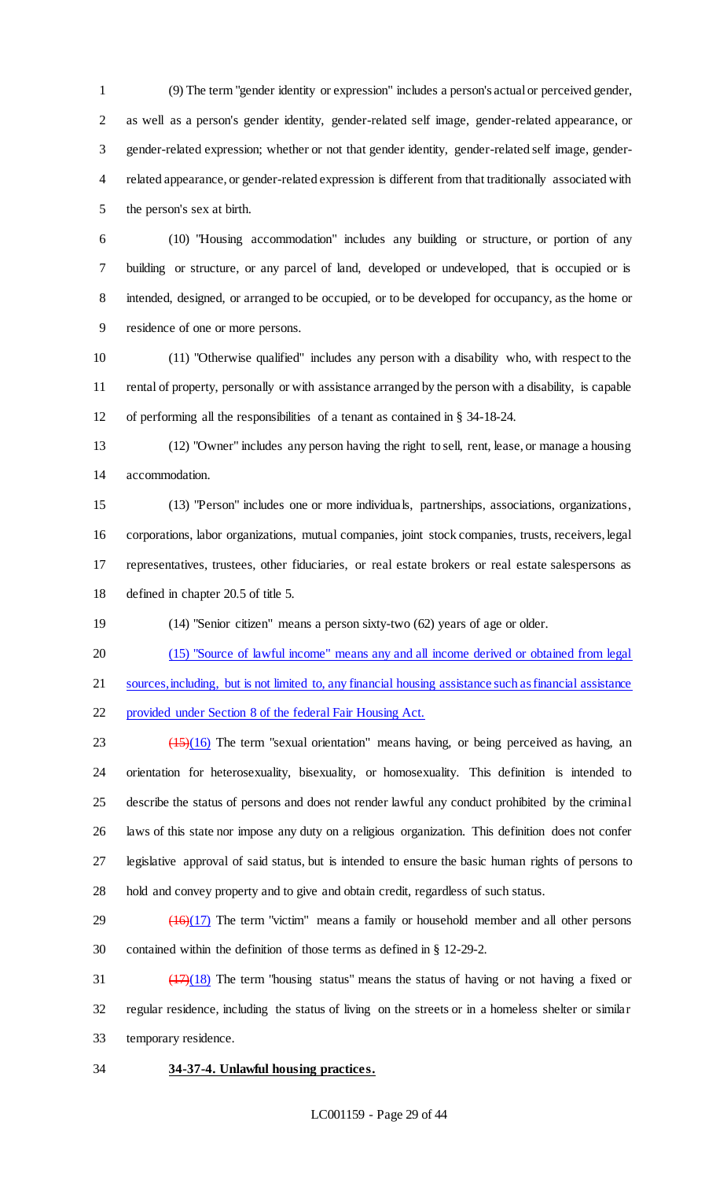(9) The term "gender identity or expression" includes a person's actual or perceived gender, as well as a person's gender identity, gender-related self image, gender-related appearance, or gender-related expression; whether or not that gender identity, gender-related self image, gender-related appearance, or gender-related expression is different from that traditionally associated with the person's sex at birth.

(10) "Housing accommodation" includes any building or structure, or portion of any building or structure, or any parcel of land, developed or undeveloped, that is occupied or is intended, designed, or arranged to be occupied, or to be developed for occupancy, as the home or residence of one or more persons.

(11) "Otherwise qualified" includes any person with a disability who, with respect to the rental of property, personally or with assistance arranged by the person with a disability, is capable of performing all the responsibilities of a tenant as contained in § 34-18-24.

(12) "Owner" includes any person having the right to sell, rent, lease, or manage a housing accommodation.

(13) "Person" includes one or more individuals, partnerships, associations, organizations, corporations, labor organizations, mutual companies, joint stock companies, trusts, receivers, legal representatives, trustees, other fiduciaries, or real estate brokers or real estate salespersons as defined in chapter 20.5 of title 5.

(14) "Senior citizen" means a person sixty-two (62) years of age or older.

<u>(15) "Source of lawful income" means any and all income derived or obtained from legal sources, including, but is not limited to, any financial housing assistance such as financial assistance provided under Section 8 of the federal Fair Housing Act.</u>

~~(15)~~<u>(16)</u> The term "sexual orientation" means having, or being perceived as having, an orientation for heterosexuality, bisexuality, or homosexuality. This definition is intended to describe the status of persons and does not render lawful any conduct prohibited by the criminal laws of this state nor impose any duty on a religious organization. This definition does not confer legislative approval of said status, but is intended to ensure the basic human rights of persons to hold and convey property and to give and obtain credit, regardless of such status.

~~(16)~~<u>(17)</u> The term "victim" means a family or household member and all other persons contained within the definition of those terms as defined in § 12-29-2.

~~(17)~~<u>(18)</u> The term "housing status" means the status of having or not having a fixed or regular residence, including the status of living on the streets or in a homeless shelter or similar temporary residence.

**<u>34-37-4. Unlawful housing practices.</u>**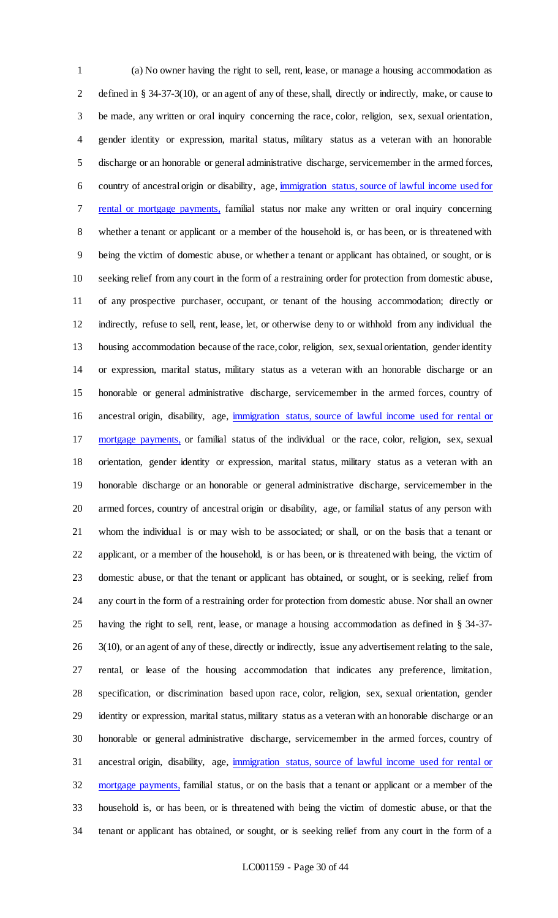(a) No owner having the right to sell, rent, lease, or manage a housing accommodation as defined in § 34-37-3(10), or an agent of any of these, shall, directly or indirectly, make, or cause to be made, any written or oral inquiry concerning the race, color, religion, sex, sexual orientation, gender identity or expression, marital status, military status as a veteran with an honorable discharge or an honorable or general administrative discharge, servicemember in the armed forces, country of ancestral origin or disability, age, <u>immigration status, source of lawful income used for rental or mortgage payments,</u> familial status nor make any written or oral inquiry concerning whether a tenant or applicant or a member of the household is, or has been, or is threatened with being the victim of domestic abuse, or whether a tenant or applicant has obtained, or sought, or is seeking relief from any court in the form of a restraining order for protection from domestic abuse, of any prospective purchaser, occupant, or tenant of the housing accommodation; directly or indirectly, refuse to sell, rent, lease, let, or otherwise deny to or withhold from any individual the housing accommodation because of the race, color, religion, sex, sexual orientation, gender identity or expression, marital status, military status as a veteran with an honorable discharge or an honorable or general administrative discharge, servicemember in the armed forces, country of ancestral origin, disability, age, <u>immigration status, source of lawful income used for rental or mortgage payments,</u> or familial status of the individual or the race, color, religion, sex, sexual orientation, gender identity or expression, marital status, military status as a veteran with an honorable discharge or an honorable or general administrative discharge, servicemember in the armed forces, country of ancestral origin or disability, age, or familial status of any person with whom the individual is or may wish to be associated; or shall, or on the basis that a tenant or applicant, or a member of the household, is or has been, or is threatened with being, the victim of domestic abuse, or that the tenant or applicant has obtained, or sought, or is seeking, relief from any court in the form of a restraining order for protection from domestic abuse. Nor shall an owner having the right to sell, rent, lease, or manage a housing accommodation as defined in § 34-37-3(10), or an agent of any of these, directly or indirectly, issue any advertisement relating to the sale, rental, or lease of the housing accommodation that indicates any preference, limitation, specification, or discrimination based upon race, color, religion, sex, sexual orientation, gender identity or expression, marital status, military status as a veteran with an honorable discharge or an honorable or general administrative discharge, servicemember in the armed forces, country of ancestral origin, disability, age, <u>immigration status, source of lawful income used for rental or mortgage payments,</u> familial status, or on the basis that a tenant or applicant or a member of the household is, or has been, or is threatened with being the victim of domestic abuse, or that the tenant or applicant has obtained, or sought, or is seeking relief from any court in the form of a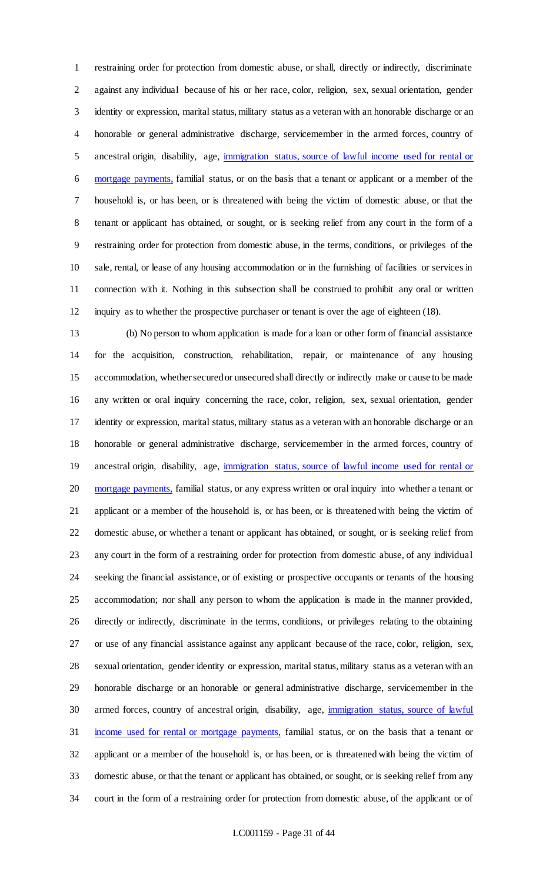restraining order for protection from domestic abuse, or shall, directly or indirectly, discriminate against any individual because of his or her race, color, religion, sex, sexual orientation, gender identity or expression, marital status, military status as a veteran with an honorable discharge or an honorable or general administrative discharge, servicemember in the armed forces, country of ancestral origin, disability, age, immigration status, source of lawful income used for rental or mortgage payments, familial status, or on the basis that a tenant or applicant or a member of the household is, or has been, or is threatened with being the victim of domestic abuse, or that the tenant or applicant has obtained, or sought, or is seeking relief from any court in the form of a restraining order for protection from domestic abuse, in the terms, conditions, or privileges of the sale, rental, or lease of any housing accommodation or in the furnishing of facilities or services in connection with it. Nothing in this subsection shall be construed to prohibit any oral or written inquiry as to whether the prospective purchaser or tenant is over the age of eighteen (18).

(b) No person to whom application is made for a loan or other form of financial assistance for the acquisition, construction, rehabilitation, repair, or maintenance of any housing accommodation, whether secured or unsecured shall directly or indirectly make or cause to be made any written or oral inquiry concerning the race, color, religion, sex, sexual orientation, gender identity or expression, marital status, military status as a veteran with an honorable discharge or an honorable or general administrative discharge, servicemember in the armed forces, country of ancestral origin, disability, age, immigration status, source of lawful income used for rental or mortgage payments, familial status, or any express written or oral inquiry into whether a tenant or applicant or a member of the household is, or has been, or is threatened with being the victim of domestic abuse, or whether a tenant or applicant has obtained, or sought, or is seeking relief from any court in the form of a restraining order for protection from domestic abuse, of any individual seeking the financial assistance, or of existing or prospective occupants or tenants of the housing accommodation; nor shall any person to whom the application is made in the manner provided, directly or indirectly, discriminate in the terms, conditions, or privileges relating to the obtaining or use of any financial assistance against any applicant because of the race, color, religion, sex, sexual orientation, gender identity or expression, marital status, military status as a veteran with an honorable discharge or an honorable or general administrative discharge, servicemember in the armed forces, country of ancestral origin, disability, age, immigration status, source of lawful income used for rental or mortgage payments, familial status, or on the basis that a tenant or applicant or a member of the household is, or has been, or is threatened with being the victim of domestic abuse, or that the tenant or applicant has obtained, or sought, or is seeking relief from any court in the form of a restraining order for protection from domestic abuse, of the applicant or of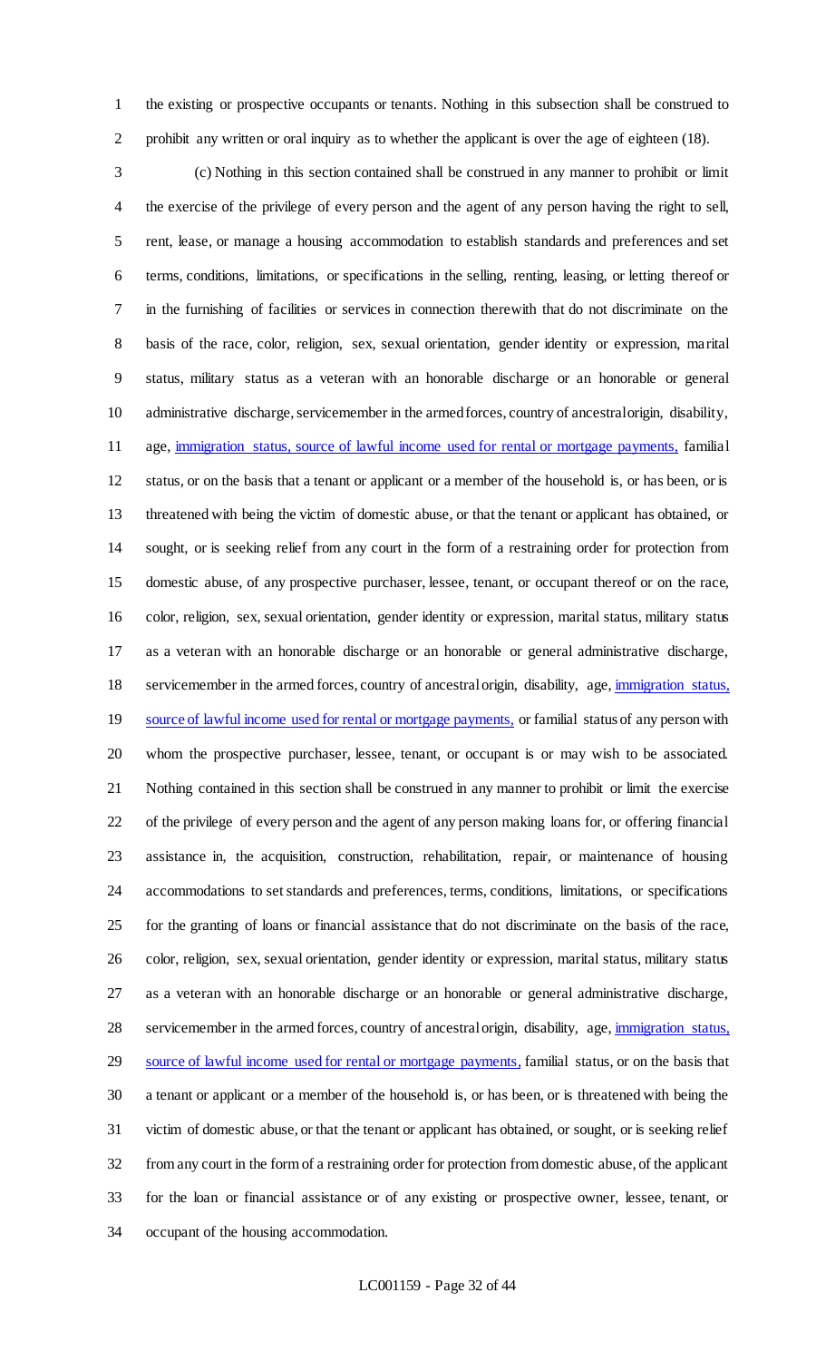the existing or prospective occupants or tenants. Nothing in this subsection shall be construed to prohibit any written or oral inquiry as to whether the applicant is over the age of eighteen (18).

(c) Nothing in this section contained shall be construed in any manner to prohibit or limit the exercise of the privilege of every person and the agent of any person having the right to sell, rent, lease, or manage a housing accommodation to establish standards and preferences and set terms, conditions, limitations, or specifications in the selling, renting, leasing, or letting thereof or in the furnishing of facilities or services in connection therewith that do not discriminate on the basis of the race, color, religion, sex, sexual orientation, gender identity or expression, marital status, military status as a veteran with an honorable discharge or an honorable or general administrative discharge, servicemember in the armed forces, country of ancestral origin, disability, age, immigration status, source of lawful income used for rental or mortgage payments, familial status, or on the basis that a tenant or applicant or a member of the household is, or has been, or is threatened with being the victim of domestic abuse, or that the tenant or applicant has obtained, or sought, or is seeking relief from any court in the form of a restraining order for protection from domestic abuse, of any prospective purchaser, lessee, tenant, or occupant thereof or on the race, color, religion, sex, sexual orientation, gender identity or expression, marital status, military status as a veteran with an honorable discharge or an honorable or general administrative discharge, servicemember in the armed forces, country of ancestral origin, disability, age, immigration status, source of lawful income used for rental or mortgage payments, or familial status of any person with whom the prospective purchaser, lessee, tenant, or occupant is or may wish to be associated. Nothing contained in this section shall be construed in any manner to prohibit or limit the exercise of the privilege of every person and the agent of any person making loans for, or offering financial assistance in, the acquisition, construction, rehabilitation, repair, or maintenance of housing accommodations to set standards and preferences, terms, conditions, limitations, or specifications for the granting of loans or financial assistance that do not discriminate on the basis of the race, color, religion, sex, sexual orientation, gender identity or expression, marital status, military status as a veteran with an honorable discharge or an honorable or general administrative discharge, servicemember in the armed forces, country of ancestral origin, disability, age, immigration status, source of lawful income used for rental or mortgage payments, familial status, or on the basis that a tenant or applicant or a member of the household is, or has been, or is threatened with being the victim of domestic abuse, or that the tenant or applicant has obtained, or sought, or is seeking relief from any court in the form of a restraining order for protection from domestic abuse, of the applicant for the loan or financial assistance or of any existing or prospective owner, lessee, tenant, or occupant of the housing accommodation.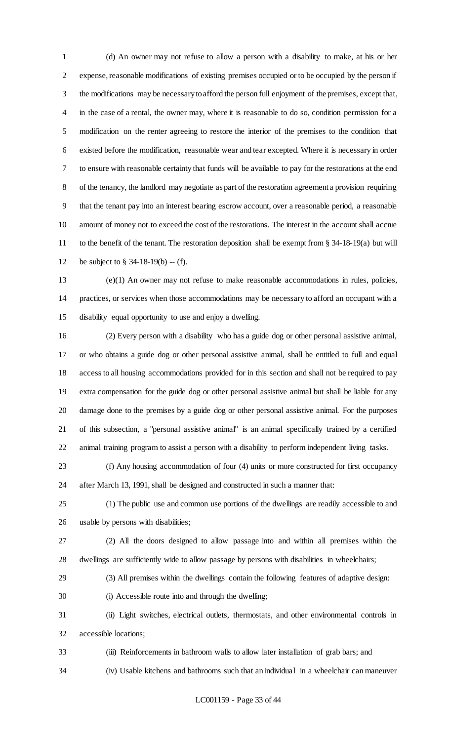(d) An owner may not refuse to allow a person with a disability to make, at his or her expense, reasonable modifications of existing premises occupied or to be occupied by the person if the modifications may be necessary to afford the person full enjoyment of the premises, except that, in the case of a rental, the owner may, where it is reasonable to do so, condition permission for a modification on the renter agreeing to restore the interior of the premises to the condition that existed before the modification, reasonable wear and tear excepted. Where it is necessary in order to ensure with reasonable certainty that funds will be available to pay for the restorations at the end of the tenancy, the landlord may negotiate as part of the restoration agreement a provision requiring that the tenant pay into an interest bearing escrow account, over a reasonable period, a reasonable amount of money not to exceed the cost of the restorations. The interest in the account shall accrue to the benefit of the tenant. The restoration deposition shall be exempt from § 34-18-19(a) but will be subject to § 34-18-19(b) -- (f).

(e)(1) An owner may not refuse to make reasonable accommodations in rules, policies, practices, or services when those accommodations may be necessary to afford an occupant with a disability equal opportunity to use and enjoy a dwelling.

(2) Every person with a disability who has a guide dog or other personal assistive animal, or who obtains a guide dog or other personal assistive animal, shall be entitled to full and equal access to all housing accommodations provided for in this section and shall not be required to pay extra compensation for the guide dog or other personal assistive animal but shall be liable for any damage done to the premises by a guide dog or other personal assistive animal. For the purposes of this subsection, a "personal assistive animal" is an animal specifically trained by a certified animal training program to assist a person with a disability to perform independent living tasks.

(f) Any housing accommodation of four (4) units or more constructed for first occupancy after March 13, 1991, shall be designed and constructed in such a manner that:

(1) The public use and common use portions of the dwellings are readily accessible to and usable by persons with disabilities;

(2) All the doors designed to allow passage into and within all premises within the dwellings are sufficiently wide to allow passage by persons with disabilities in wheelchairs;

(3) All premises within the dwellings contain the following features of adaptive design:

(i) Accessible route into and through the dwelling;

(ii) Light switches, electrical outlets, thermostats, and other environmental controls in accessible locations;

(iii) Reinforcements in bathroom walls to allow later installation of grab bars; and

(iv) Usable kitchens and bathrooms such that an individual in a wheelchair can maneuver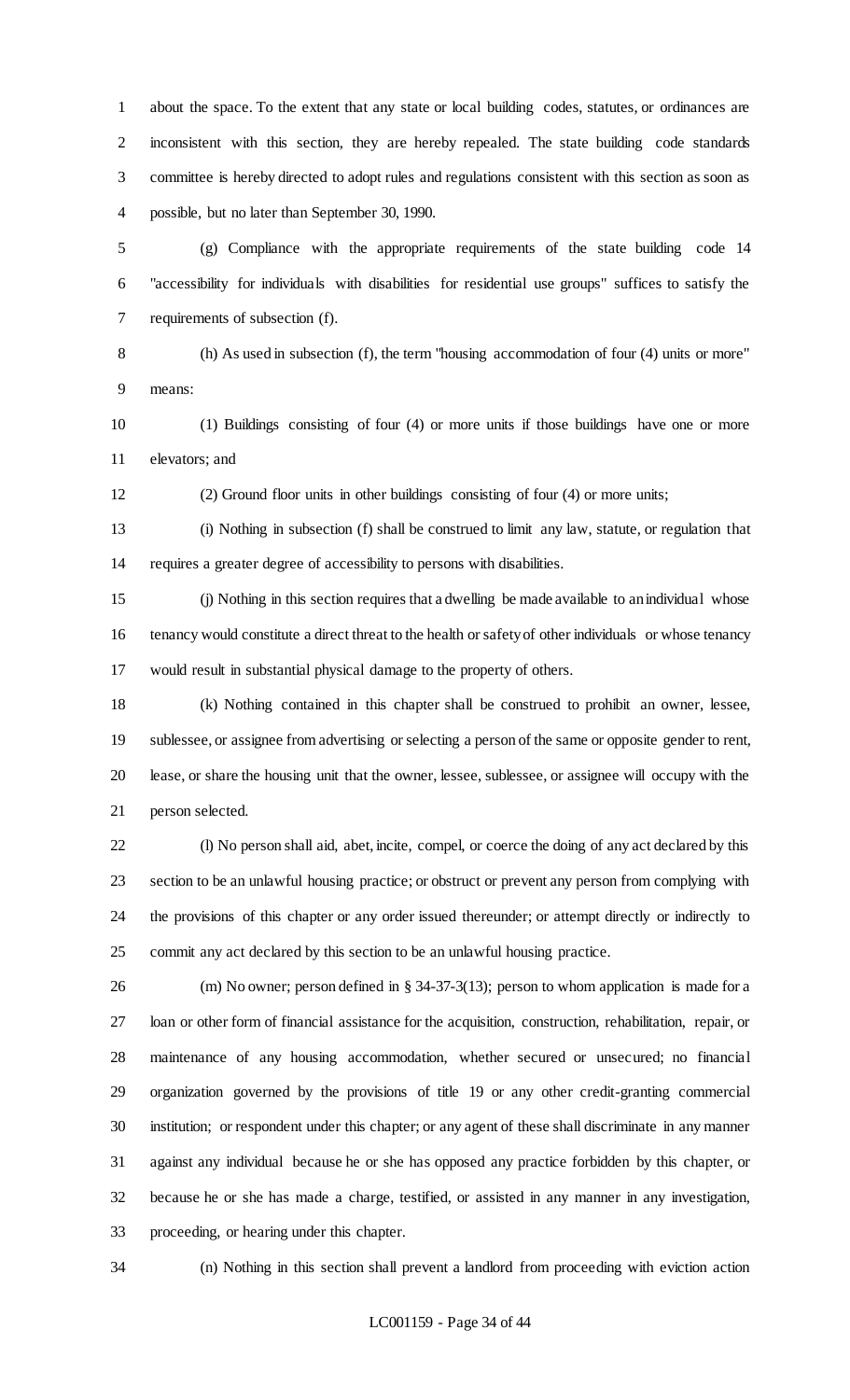about the space. To the extent that any state or local building codes, statutes, or ordinances are inconsistent with this section, they are hereby repealed. The state building code standards committee is hereby directed to adopt rules and regulations consistent with this section as soon as possible, but no later than September 30, 1990.

(g) Compliance with the appropriate requirements of the state building code 14 "accessibility for individuals with disabilities for residential use groups" suffices to satisfy the requirements of subsection (f).

(h) As used in subsection (f), the term "housing accommodation of four (4) units or more" means:

(1) Buildings consisting of four (4) or more units if those buildings have one or more elevators; and

(2) Ground floor units in other buildings consisting of four (4) or more units;

(i) Nothing in subsection (f) shall be construed to limit any law, statute, or regulation that requires a greater degree of accessibility to persons with disabilities.

(j) Nothing in this section requires that a dwelling be made available to an individual whose tenancy would constitute a direct threat to the health or safety of other individuals or whose tenancy would result in substantial physical damage to the property of others.

(k) Nothing contained in this chapter shall be construed to prohibit an owner, lessee, sublessee, or assignee from advertising or selecting a person of the same or opposite gender to rent, lease, or share the housing unit that the owner, lessee, sublessee, or assignee will occupy with the person selected.

(l) No person shall aid, abet, incite, compel, or coerce the doing of any act declared by this section to be an unlawful housing practice; or obstruct or prevent any person from complying with the provisions of this chapter or any order issued thereunder; or attempt directly or indirectly to commit any act declared by this section to be an unlawful housing practice.

(m) No owner; person defined in § 34-37-3(13); person to whom application is made for a loan or other form of financial assistance for the acquisition, construction, rehabilitation, repair, or maintenance of any housing accommodation, whether secured or unsecured; no financial organization governed by the provisions of title 19 or any other credit-granting commercial institution; or respondent under this chapter; or any agent of these shall discriminate in any manner against any individual because he or she has opposed any practice forbidden by this chapter, or because he or she has made a charge, testified, or assisted in any manner in any investigation, proceeding, or hearing under this chapter.

(n) Nothing in this section shall prevent a landlord from proceeding with eviction action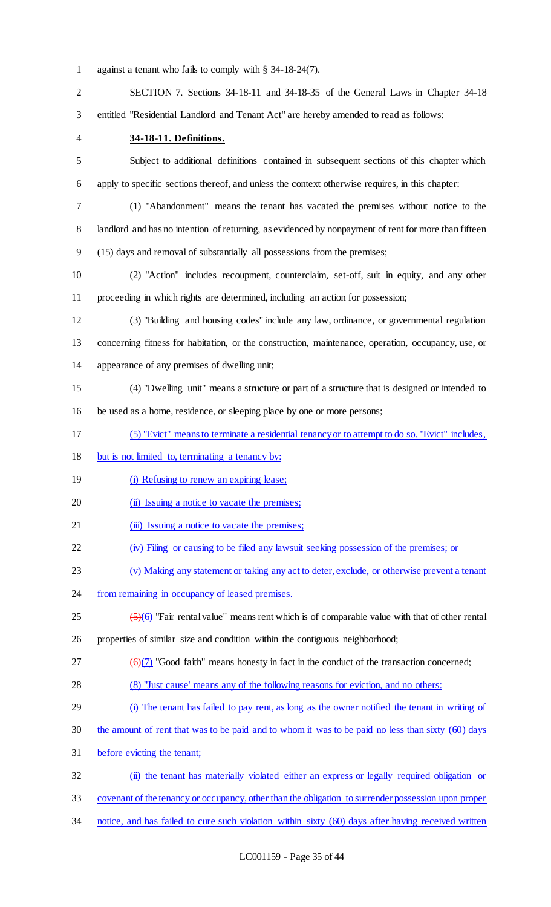against a tenant who fails to comply with § 34-18-24(7).

SECTION 7. Sections 34-18-11 and 34-18-35 of the General Laws in Chapter 34-18 entitled "Residential Landlord and Tenant Act" are hereby amended to read as follows:

**34-18-11. Definitions.**

Subject to additional definitions contained in subsequent sections of this chapter which apply to specific sections thereof, and unless the context otherwise requires, in this chapter:

(1) "Abandonment" means the tenant has vacated the premises without notice to the landlord and has no intention of returning, as evidenced by nonpayment of rent for more than fifteen (15) days and removal of substantially all possessions from the premises;

(2) "Action" includes recoupment, counterclaim, set-off, suit in equity, and any other proceeding in which rights are determined, including an action for possession;

(3) "Building and housing codes" include any law, ordinance, or governmental regulation concerning fitness for habitation, or the construction, maintenance, operation, occupancy, use, or appearance of any premises of dwelling unit;

(4) "Dwelling unit" means a structure or part of a structure that is designed or intended to be used as a home, residence, or sleeping place by one or more persons;

<u>(5) "Evict" means to terminate a residential tenancy or to attempt to do so. "Evict" includes, but is not limited to, terminating a tenancy by:</u>

<u>(i) Refusing to renew an expiring lease;</u>

<u>(ii) Issuing a notice to vacate the premises;</u>

<u>(iii) Issuing a notice to vacate the premises;</u>

<u>(iv) Filing or causing to be filed any lawsuit seeking possession of the premises; or</u>

<u>(v) Making any statement or taking any act to deter, exclude, or otherwise prevent a tenant from remaining in occupancy of leased premises.</u>

~~(5)~~<u>(6)</u> "Fair rental value" means rent which is of comparable value with that of other rental properties of similar size and condition within the contiguous neighborhood;

~~(6)~~<u>(7)</u> "Good faith" means honesty in fact in the conduct of the transaction concerned;

<u>(8) "Just cause' means any of the following reasons for eviction, and no others:</u>

<u>(i) The tenant has failed to pay rent, as long as the owner notified the tenant in writing of the amount of rent that was to be paid and to whom it was to be paid no less than sixty (60) days before evicting the tenant;</u>

<u>(ii) the tenant has materially violated either an express or legally required obligation or covenant of the tenancy or occupancy, other than the obligation to surrender possession upon proper notice, and has failed to cure such violation within sixty (60) days after having received written</u>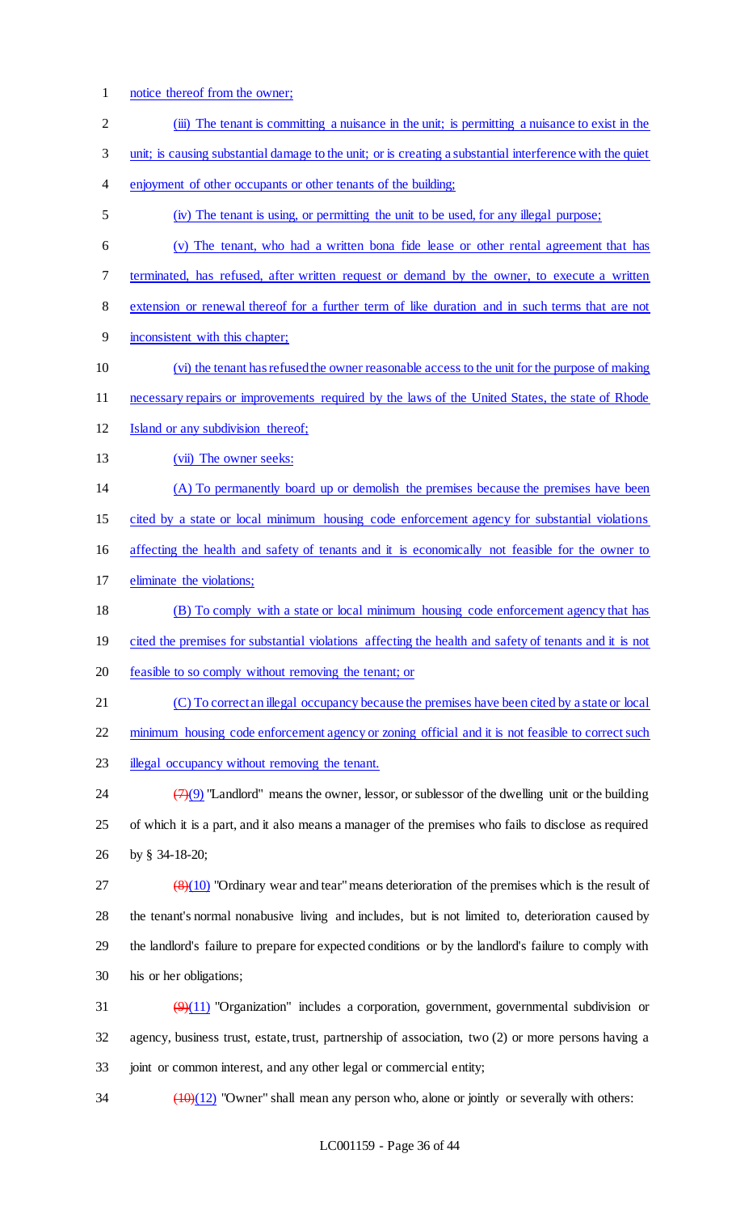notice thereof from the owner;

(iii) The tenant is committing a nuisance in the unit; is permitting a nuisance to exist in the unit; is causing substantial damage to the unit; or is creating a substantial interference with the quiet enjoyment of other occupants or other tenants of the building;

(iv) The tenant is using, or permitting the unit to be used, for any illegal purpose;

(v) The tenant, who had a written bona fide lease or other rental agreement that has terminated, has refused, after written request or demand by the owner, to execute a written extension or renewal thereof for a further term of like duration and in such terms that are not inconsistent with this chapter;

(vi) the tenant has refused the owner reasonable access to the unit for the purpose of making necessary repairs or improvements required by the laws of the United States, the state of Rhode Island or any subdivision thereof;

(vii) The owner seeks:

(A) To permanently board up or demolish the premises because the premises have been cited by a state or local minimum housing code enforcement agency for substantial violations affecting the health and safety of tenants and it is economically not feasible for the owner to eliminate the violations;

(B) To comply with a state or local minimum housing code enforcement agency that has cited the premises for substantial violations affecting the health and safety of tenants and it is not feasible to so comply without removing the tenant; or

(C) To correct an illegal occupancy because the premises have been cited by a state or local minimum housing code enforcement agency or zoning official and it is not feasible to correct such illegal occupancy without removing the tenant.

~~(7)~~(9) "Landlord" means the owner, lessor, or sublessor of the dwelling unit or the building of which it is a part, and it also means a manager of the premises who fails to disclose as required by § 34-18-20;

~~(8)~~(10) "Ordinary wear and tear" means deterioration of the premises which is the result of the tenant's normal nonabusive living and includes, but is not limited to, deterioration caused by the landlord's failure to prepare for expected conditions or by the landlord's failure to comply with his or her obligations;

~~(9)~~(11) "Organization" includes a corporation, government, governmental subdivision or agency, business trust, estate, trust, partnership of association, two (2) or more persons having a joint or common interest, and any other legal or commercial entity;

~~(10)~~(12) "Owner" shall mean any person who, alone or jointly or severally with others: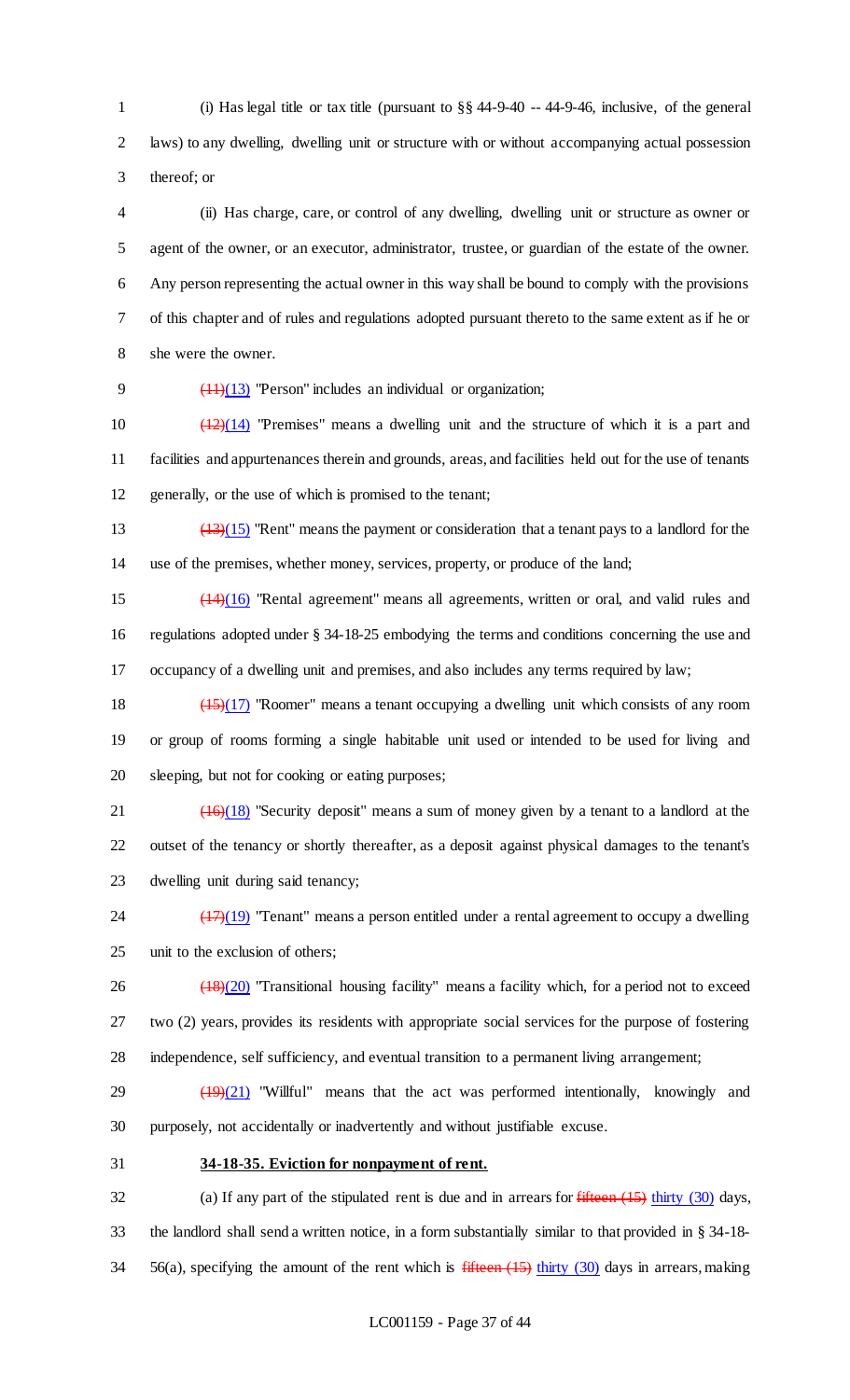(i) Has legal title or tax title (pursuant to §§ 44-9-40 -- 44-9-46, inclusive, of the general laws) to any dwelling, dwelling unit or structure with or without accompanying actual possession thereof; or

(ii) Has charge, care, or control of any dwelling, dwelling unit or structure as owner or agent of the owner, or an executor, administrator, trustee, or guardian of the estate of the owner. Any person representing the actual owner in this way shall be bound to comply with the provisions of this chapter and of rules and regulations adopted pursuant thereto to the same extent as if he or she were the owner.

~~(11)~~(13) "Person" includes an individual or organization;

~~(12)~~(14) "Premises" means a dwelling unit and the structure of which it is a part and facilities and appurtenances therein and grounds, areas, and facilities held out for the use of tenants generally, or the use of which is promised to the tenant;

~~(13)~~(15) "Rent" means the payment or consideration that a tenant pays to a landlord for the use of the premises, whether money, services, property, or produce of the land;

~~(14)~~(16) "Rental agreement" means all agreements, written or oral, and valid rules and regulations adopted under § 34-18-25 embodying the terms and conditions concerning the use and occupancy of a dwelling unit and premises, and also includes any terms required by law;

~~(15)~~(17) "Roomer" means a tenant occupying a dwelling unit which consists of any room or group of rooms forming a single habitable unit used or intended to be used for living and sleeping, but not for cooking or eating purposes;

~~(16)~~(18) "Security deposit" means a sum of money given by a tenant to a landlord at the outset of the tenancy or shortly thereafter, as a deposit against physical damages to the tenant's dwelling unit during said tenancy;

~~(17)~~(19) "Tenant" means a person entitled under a rental agreement to occupy a dwelling unit to the exclusion of others;

~~(18)~~(20) "Transitional housing facility" means a facility which, for a period not to exceed two (2) years, provides its residents with appropriate social services for the purpose of fostering independence, self sufficiency, and eventual transition to a permanent living arrangement;

~~(19)~~(21) "Willful" means that the act was performed intentionally, knowingly and purposely, not accidentally or inadvertently and without justifiable excuse.

**34-18-35. Eviction for nonpayment of rent.**

(a) If any part of the stipulated rent is due and in arrears for ~~fifteen (15)~~ thirty (30) days, the landlord shall send a written notice, in a form substantially similar to that provided in § 34-18-56(a), specifying the amount of the rent which is ~~fifteen (15)~~ thirty (30) days in arrears, making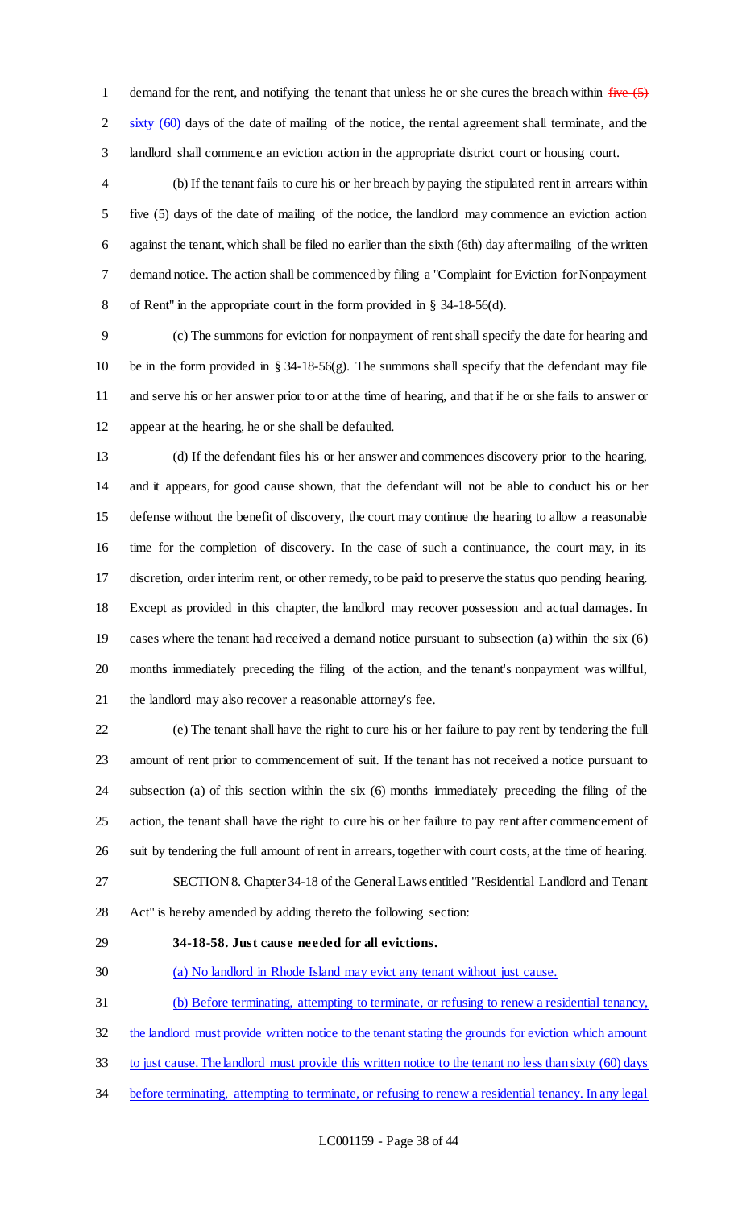demand for the rent, and notifying the tenant that unless he or she cures the breach within ~~five (5)~~ sixty (60) days of the date of mailing of the notice, the rental agreement shall terminate, and the landlord shall commence an eviction action in the appropriate district court or housing court.

(b) If the tenant fails to cure his or her breach by paying the stipulated rent in arrears within five (5) days of the date of mailing of the notice, the landlord may commence an eviction action against the tenant, which shall be filed no earlier than the sixth (6th) day after mailing of the written demand notice. The action shall be commenced by filing a "Complaint for Eviction for Nonpayment of Rent" in the appropriate court in the form provided in § 34-18-56(d).

(c) The summons for eviction for nonpayment of rent shall specify the date for hearing and be in the form provided in § 34-18-56(g). The summons shall specify that the defendant may file and serve his or her answer prior to or at the time of hearing, and that if he or she fails to answer or appear at the hearing, he or she shall be defaulted.

(d) If the defendant files his or her answer and commences discovery prior to the hearing, and it appears, for good cause shown, that the defendant will not be able to conduct his or her defense without the benefit of discovery, the court may continue the hearing to allow a reasonable time for the completion of discovery. In the case of such a continuance, the court may, in its discretion, order interim rent, or other remedy, to be paid to preserve the status quo pending hearing. Except as provided in this chapter, the landlord may recover possession and actual damages. In cases where the tenant had received a demand notice pursuant to subsection (a) within the six (6) months immediately preceding the filing of the action, and the tenant's nonpayment was willful, the landlord may also recover a reasonable attorney's fee.

(e) The tenant shall have the right to cure his or her failure to pay rent by tendering the full amount of rent prior to commencement of suit. If the tenant has not received a notice pursuant to subsection (a) of this section within the six (6) months immediately preceding the filing of the action, the tenant shall have the right to cure his or her failure to pay rent after commencement of suit by tendering the full amount of rent in arrears, together with court costs, at the time of hearing.

SECTION 8. Chapter 34-18 of the General Laws entitled "Residential Landlord and Tenant Act" is hereby amended by adding thereto the following section:

**34-18-58. Just cause needed for all evictions.**

(a) No landlord in Rhode Island may evict any tenant without just cause.

(b) Before terminating, attempting to terminate, or refusing to renew a residential tenancy, the landlord must provide written notice to the tenant stating the grounds for eviction which amount to just cause. The landlord must provide this written notice to the tenant no less than sixty (60) days before terminating, attempting to terminate, or refusing to renew a residential tenancy. In any legal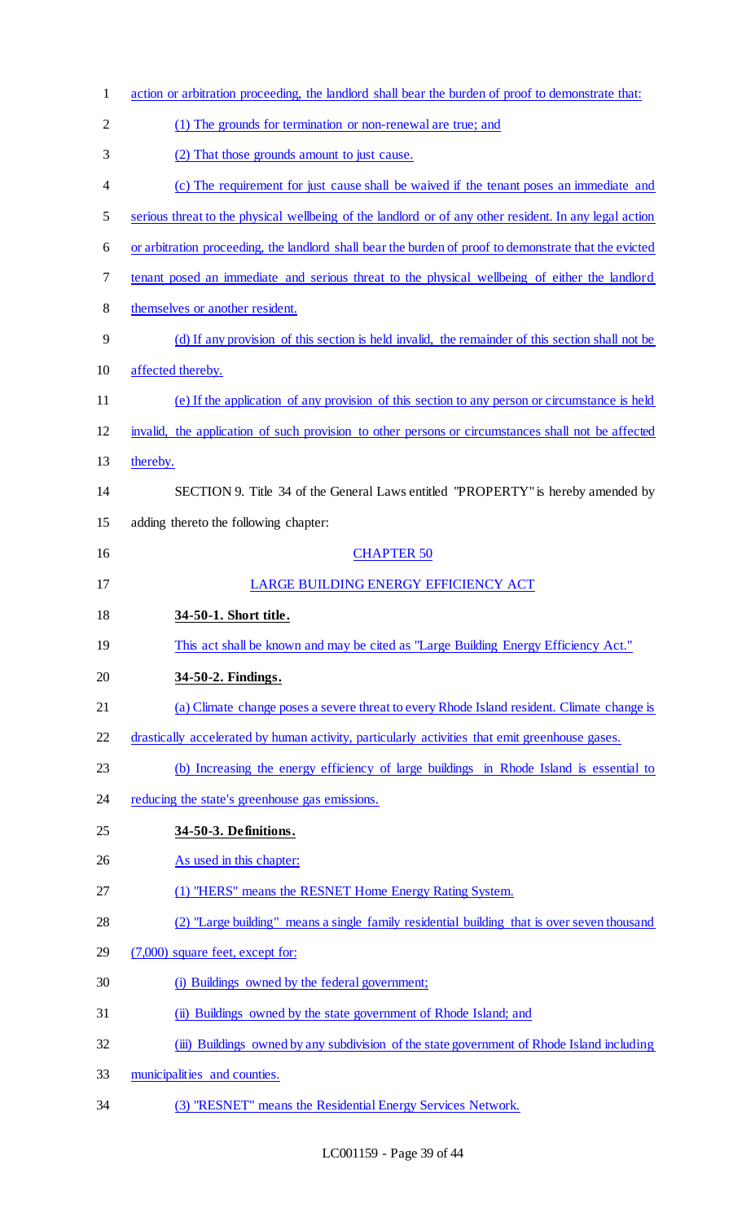action or arbitration proceeding, the landlord shall bear the burden of proof to demonstrate that:

(1) The grounds for termination or non-renewal are true; and

(2) That those grounds amount to just cause.

(c) The requirement for just cause shall be waived if the tenant poses an immediate and serious threat to the physical wellbeing of the landlord or of any other resident. In any legal action or arbitration proceeding, the landlord shall bear the burden of proof to demonstrate that the evicted tenant posed an immediate and serious threat to the physical wellbeing of either the landlord themselves or another resident.

(d) If any provision of this section is held invalid, the remainder of this section shall not be affected thereby.

(e) If the application of any provision of this section to any person or circumstance is held invalid, the application of such provision to other persons or circumstances shall not be affected thereby.

SECTION 9. Title 34 of the General Laws entitled "PROPERTY" is hereby amended by adding thereto the following chapter:

CHAPTER 50

LARGE BUILDING ENERGY EFFICIENCY ACT

**34-50-1. Short title.**

This act shall be known and may be cited as "Large Building Energy Efficiency Act."

**34-50-2. Findings.**

(a) Climate change poses a severe threat to every Rhode Island resident. Climate change is drastically accelerated by human activity, particularly activities that emit greenhouse gases.

(b) Increasing the energy efficiency of large buildings in Rhode Island is essential to reducing the state's greenhouse gas emissions.

**34-50-3. Definitions.**

As used in this chapter:

(1) "HERS" means the RESNET Home Energy Rating System.

(2) "Large building" means a single family residential building that is over seven thousand (7,000) square feet, except for:

(i) Buildings owned by the federal government;

(ii) Buildings owned by the state government of Rhode Island; and

(iii) Buildings owned by any subdivision of the state government of Rhode Island including municipalities and counties.

(3) "RESNET" means the Residential Energy Services Network.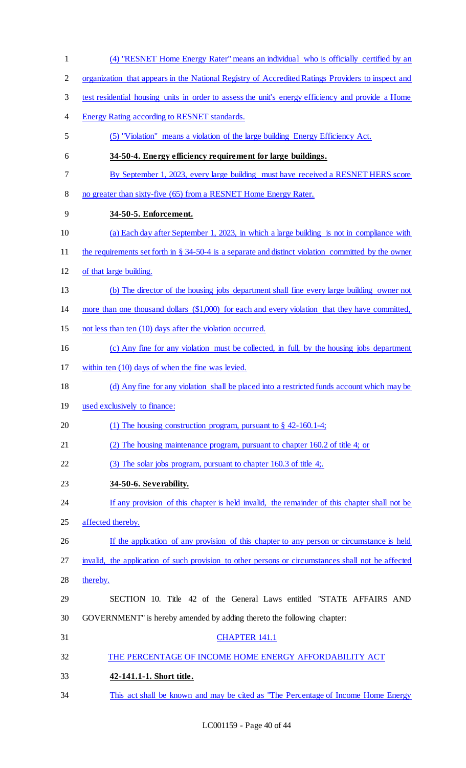(4) "RESNET Home Energy Rater" means an individual who is officially certified by an organization that appears in the National Registry of Accredited Ratings Providers to inspect and test residential housing units in order to assess the unit's energy efficiency and provide a Home Energy Rating according to RESNET standards.

(5) "Violation" means a violation of the large building Energy Efficiency Act.

**34-50-4. Energy efficiency requirement for large buildings.**

By September 1, 2023, every large building must have received a RESNET HERS score no greater than sixty-five (65) from a RESNET Home Energy Rater.

**34-50-5. Enforcement.**

(a) Each day after September 1, 2023, in which a large building is not in compliance with the requirements set forth in § 34-50-4 is a separate and distinct violation committed by the owner of that large building.

(b) The director of the housing jobs department shall fine every large building owner not more than one thousand dollars ($1,000) for each and every violation that they have committed, not less than ten (10) days after the violation occurred.

(c) Any fine for any violation must be collected, in full, by the housing jobs department within ten (10) days of when the fine was levied.

(d) Any fine for any violation shall be placed into a restricted funds account which may be used exclusively to finance:

(1) The housing construction program, pursuant to § 42-160.1-4;

(2) The housing maintenance program, pursuant to chapter 160.2 of title 4; or

(3) The solar jobs program, pursuant to chapter 160.3 of title 4;.

**34-50-6. Severability.**

If any provision of this chapter is held invalid, the remainder of this chapter shall not be affected thereby.

If the application of any provision of this chapter to any person or circumstance is held invalid, the application of such provision to other persons or circumstances shall not be affected thereby.

SECTION 10. Title 42 of the General Laws entitled "STATE AFFAIRS AND GOVERNMENT" is hereby amended by adding thereto the following chapter:

CHAPTER 141.1

THE PERCENTAGE OF INCOME HOME ENERGY AFFORDABILITY ACT

**42-141.1-1. Short title.**

This act shall be known and may be cited as "The Percentage of Income Home Energy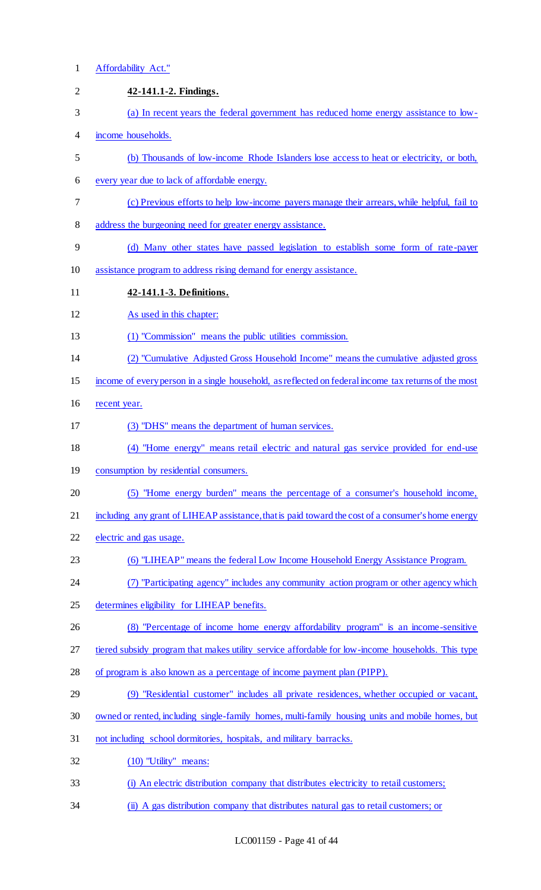Affordability Act."

**42-141.1-2. Findings.**

(a) In recent years the federal government has reduced home energy assistance to low-income households.

(b) Thousands of low-income Rhode Islanders lose access to heat or electricity, or both, every year due to lack of affordable energy.

(c) Previous efforts to help low-income payers manage their arrears, while helpful, fail to address the burgeoning need for greater energy assistance.

(d) Many other states have passed legislation to establish some form of rate-payer assistance program to address rising demand for energy assistance.

**42-141.1-3. Definitions.**

As used in this chapter:

(1) "Commission" means the public utilities commission.

(2) "Cumulative Adjusted Gross Household Income" means the cumulative adjusted gross income of every person in a single household, as reflected on federal income tax returns of the most recent year.

(3) "DHS" means the department of human services.

(4) "Home energy" means retail electric and natural gas service provided for end-use consumption by residential consumers.

(5) "Home energy burden" means the percentage of a consumer's household income, including any grant of LIHEAP assistance, that is paid toward the cost of a consumer's home energy electric and gas usage.

(6) "LIHEAP" means the federal Low Income Household Energy Assistance Program.

(7) "Participating agency" includes any community action program or other agency which determines eligibility for LIHEAP benefits.

(8) "Percentage of income home energy affordability program" is an income-sensitive tiered subsidy program that makes utility service affordable for low-income households. This type of program is also known as a percentage of income payment plan (PIPP).

(9) "Residential customer" includes all private residences, whether occupied or vacant, owned or rented, including single-family homes, multi-family housing units and mobile homes, but not including school dormitories, hospitals, and military barracks.

(10) "Utility" means:

(i) An electric distribution company that distributes electricity to retail customers;

(ii) A gas distribution company that distributes natural gas to retail customers; or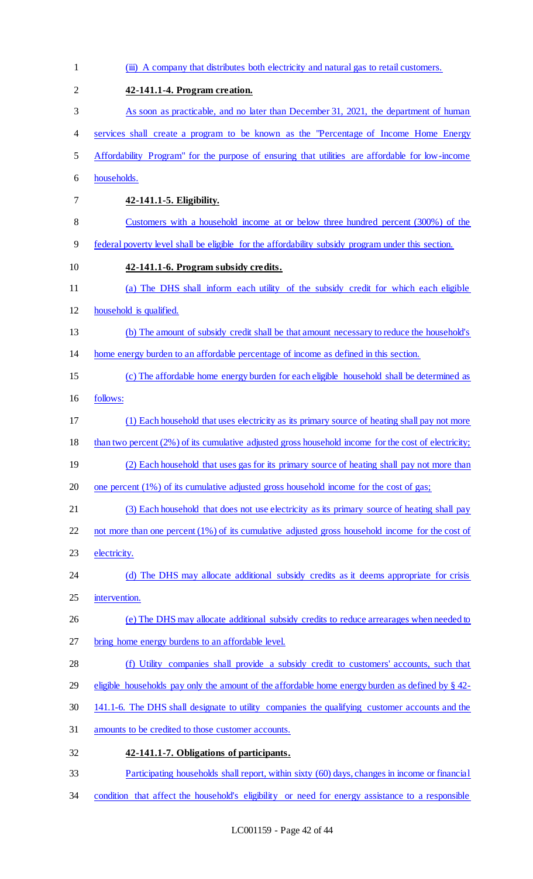(iii) A company that distributes both electricity and natural gas to retail customers.

**42-141.1-4. Program creation.**

As soon as practicable, and no later than December 31, 2021, the department of human services shall create a program to be known as the "Percentage of Income Home Energy Affordability Program" for the purpose of ensuring that utilities are affordable for low-income households.

**42-141.1-5. Eligibility.**

Customers with a household income at or below three hundred percent (300%) of the federal poverty level shall be eligible for the affordability subsidy program under this section.

**42-141.1-6. Program subsidy credits.**

(a) The DHS shall inform each utility of the subsidy credit for which each eligible household is qualified.

(b) The amount of subsidy credit shall be that amount necessary to reduce the household's home energy burden to an affordable percentage of income as defined in this section.

(c) The affordable home energy burden for each eligible household shall be determined as follows:

(1) Each household that uses electricity as its primary source of heating shall pay not more than two percent (2%) of its cumulative adjusted gross household income for the cost of electricity;

(2) Each household that uses gas for its primary source of heating shall pay not more than one percent (1%) of its cumulative adjusted gross household income for the cost of gas;

(3) Each household that does not use electricity as its primary source of heating shall pay not more than one percent (1%) of its cumulative adjusted gross household income for the cost of electricity.

(d) The DHS may allocate additional subsidy credits as it deems appropriate for crisis intervention.

(e) The DHS may allocate additional subsidy credits to reduce arrearages when needed to bring home energy burdens to an affordable level.

(f) Utility companies shall provide a subsidy credit to customers' accounts, such that eligible households pay only the amount of the affordable home energy burden as defined by § 42-141.1-6. The DHS shall designate to utility companies the qualifying customer accounts and the amounts to be credited to those customer accounts.

**42-141.1-7. Obligations of participants.**

Participating households shall report, within sixty (60) days, changes in income or financial condition that affect the household's eligibility or need for energy assistance to a responsible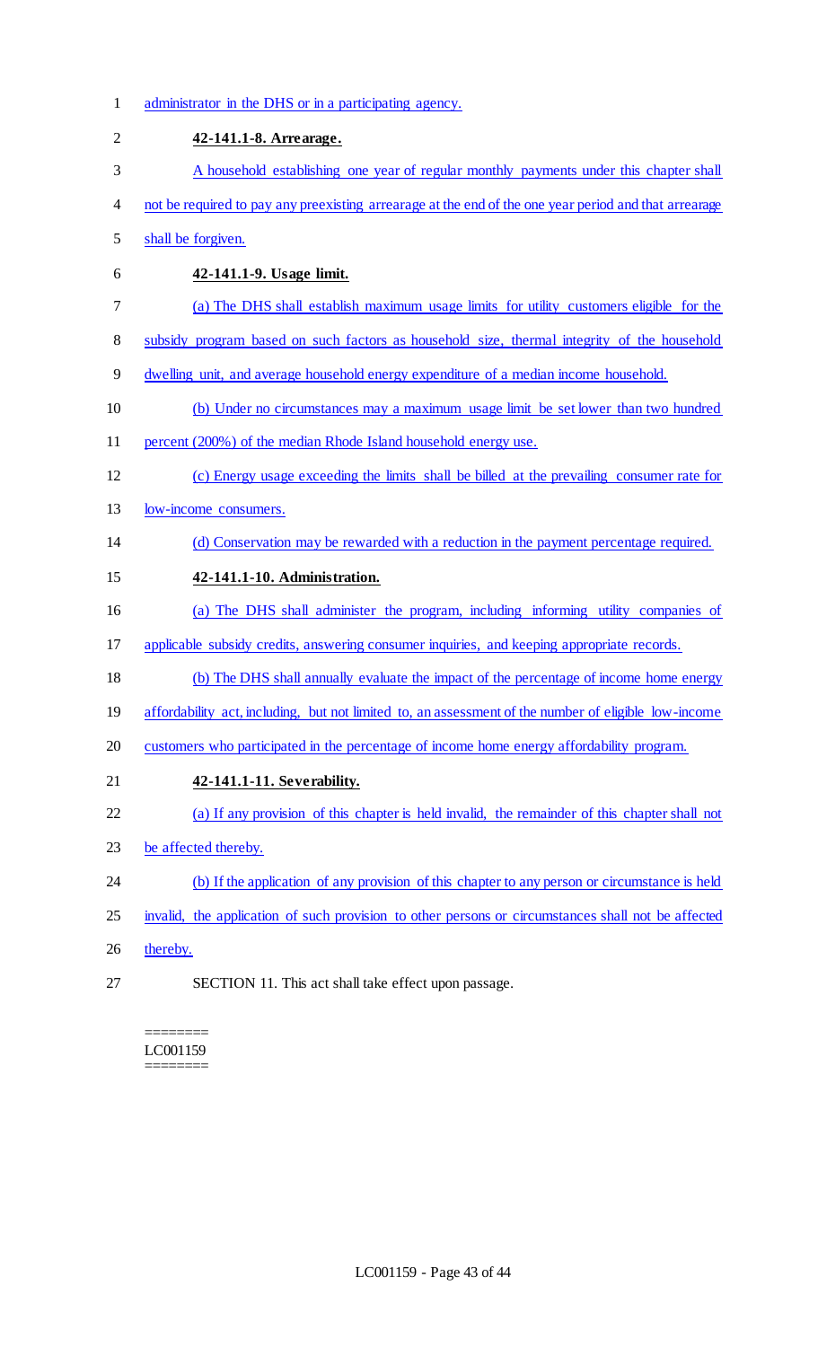administrator in the DHS or in a participating agency.

**42-141.1-8. Arrearage.**

A household establishing one year of regular monthly payments under this chapter shall not be required to pay any preexisting arrearage at the end of the one year period and that arrearage shall be forgiven.

**42-141.1-9. Usage limit.**

(a) The DHS shall establish maximum usage limits for utility customers eligible for the subsidy program based on such factors as household size, thermal integrity of the household dwelling unit, and average household energy expenditure of a median income household.

(b) Under no circumstances may a maximum usage limit be set lower than two hundred percent (200%) of the median Rhode Island household energy use.

(c) Energy usage exceeding the limits shall be billed at the prevailing consumer rate for low-income consumers.

(d) Conservation may be rewarded with a reduction in the payment percentage required.

**42-141.1-10. Administration.**

(a) The DHS shall administer the program, including informing utility companies of applicable subsidy credits, answering consumer inquiries, and keeping appropriate records.

(b) The DHS shall annually evaluate the impact of the percentage of income home energy affordability act, including, but not limited to, an assessment of the number of eligible low-income customers who participated in the percentage of income home energy affordability program.

**42-141.1-11. Severability.**

(a) If any provision of this chapter is held invalid, the remainder of this chapter shall not be affected thereby.

(b) If the application of any provision of this chapter to any person or circumstance is held invalid, the application of such provision to other persons or circumstances shall not be affected thereby.

SECTION 11. This act shall take effect upon passage.

========
LC001159
========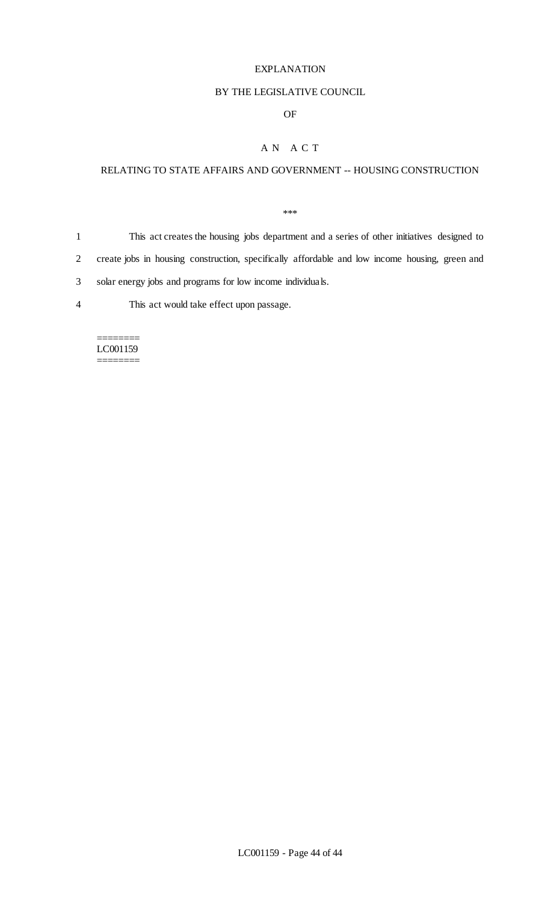EXPLANATION

BY THE LEGISLATIVE COUNCIL

OF

A N A C T

RELATING TO STATE AFFAIRS AND GOVERNMENT -- HOUSING CONSTRUCTION

\*\*\*

1 This act creates the housing jobs department and a series of other initiatives designed to
2 create jobs in housing construction, specifically affordable and low income housing, green and
3 solar energy jobs and programs for low income individuals.

4 This act would take effect upon passage.

========
LC001159
========